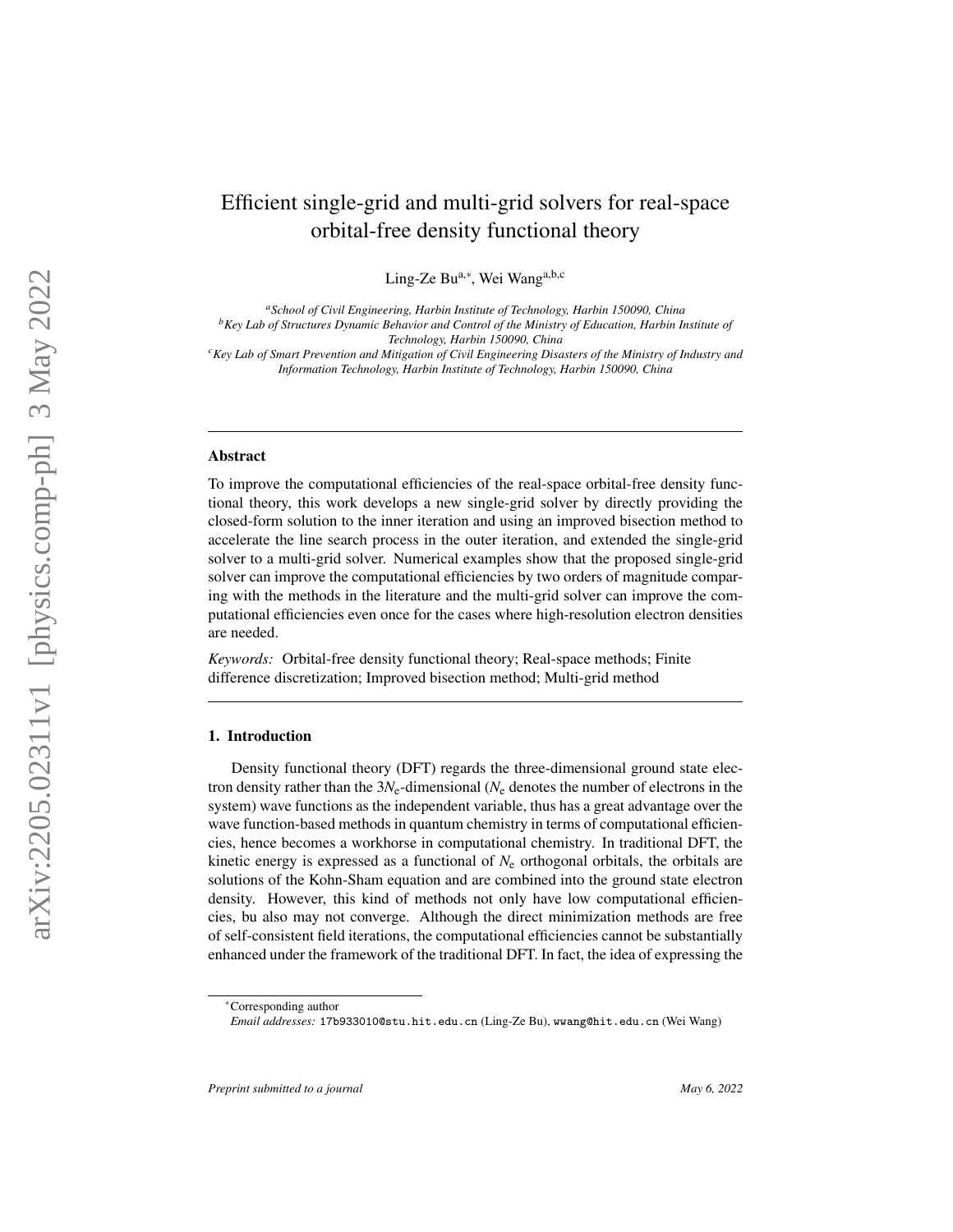# Efficient single-grid and multi-grid solvers for real-space orbital-free density functional theory

Ling-Ze Bu[a,*], Wei Wang[a,b,c]

[a] *School of Civil Engineering, Harbin Institute of Technology, Harbin 150090, China*
[b] *Key Lab of Structures Dynamic Behavior and Control of the Ministry of Education, Harbin Institute of Technology, Harbin 150090, China*
[c] *Key Lab of Smart Prevention and Mitigation of Civil Engineering Disasters of the Ministry of Industry and Information Technology, Harbin Institute of Technology, Harbin 150090, China*

---

## Abstract

To improve the computational efficiencies of the real-space orbital-free density functional theory, this work develops a new single-grid solver by directly providing the closed-form solution to the inner iteration and using an improved bisection method to accelerate the line search process in the outer iteration, and extended the single-grid solver to a multi-grid solver. Numerical examples show that the proposed single-grid solver can improve the computational efficiencies by two orders of magnitude comparing with the methods in the literature and the multi-grid solver can improve the computational efficiencies even once for the cases where high-resolution electron densities are needed.

*Keywords:* Orbital-free density functional theory; Real-space methods; Finite difference discretization; Improved bisection method; Multi-grid method

---

## 1. Introduction

Density functional theory (DFT) regards the three-dimensional ground state electron density rather than the $3N_\mathrm{e}$-dimensional ($N_\mathrm{e}$ denotes the number of electrons in the system) wave functions as the independent variable, thus has a great advantage over the wave function-based methods in quantum chemistry in terms of computational efficiencies, hence becomes a workhorse in computational chemistry. In traditional DFT, the kinetic energy is expressed as a functional of $N_\mathrm{e}$ orthogonal orbitals, the orbitals are solutions of the Kohn-Sham equation and are combined into the ground state electron density. However, this kind of methods not only have low computational efficiencies, bu also may not converge. Although the direct minimization methods are free of self-consistent field iterations, the computational efficiencies cannot be substantially enhanced under the framework of the traditional DFT. In fact, the idea of expressing the

---

*Corresponding author
*Email addresses:* 17b933010@stu.hit.edu.cn (Ling-Ze Bu), wwang@hit.edu.cn (Wei Wang)

*Preprint submitted to a journal* — *May 6, 2022*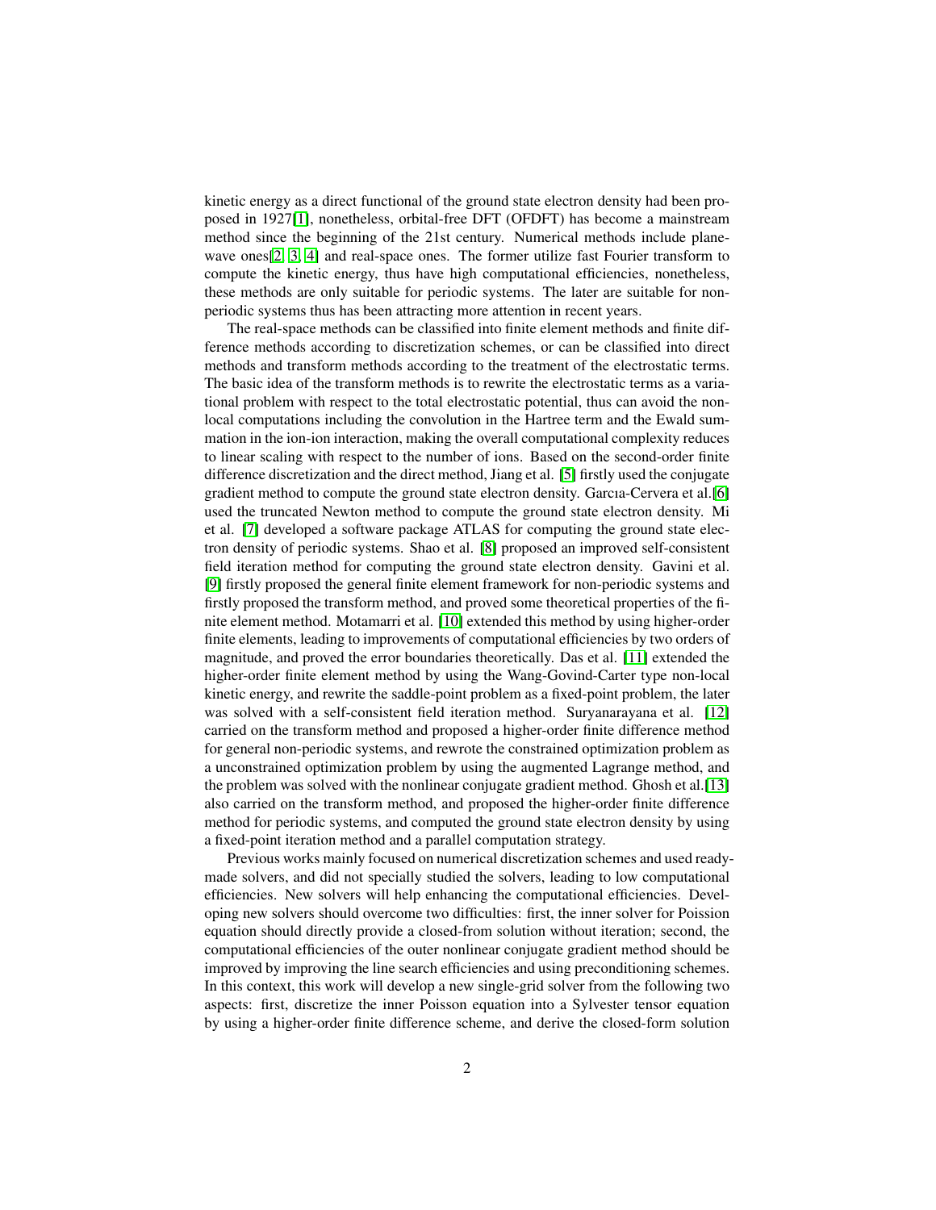kinetic energy as a direct functional of the ground state electron density had been proposed in 1927[1], nonetheless, orbital-free DFT (OFDFT) has become a mainstream method since the beginning of the 21st century. Numerical methods include plane-wave ones[2, 3, 4] and real-space ones. The former utilize fast Fourier transform to compute the kinetic energy, thus have high computational efficiencies, nonetheless, these methods are only suitable for periodic systems. The later are suitable for non-periodic systems thus has been attracting more attention in recent years.

The real-space methods can be classified into finite element methods and finite difference methods according to discretization schemes, or can be classified into direct methods and transform methods according to the treatment of the electrostatic terms. The basic idea of the transform methods is to rewrite the electrostatic terms as a variational problem with respect to the total electrostatic potential, thus can avoid the non-local computations including the convolution in the Hartree term and the Ewald summation in the ion-ion interaction, making the overall computational complexity reduces to linear scaling with respect to the number of ions. Based on the second-order finite difference discretization and the direct method, Jiang et al. [5] firstly used the conjugate gradient method to compute the ground state electron density. Garcıa-Cervera et al.[6] used the truncated Newton method to compute the ground state electron density. Mi et al. [7] developed a software package ATLAS for computing the ground state electron density of periodic systems. Shao et al. [8] proposed an improved self-consistent field iteration method for computing the ground state electron density. Gavini et al. [9] firstly proposed the general finite element framework for non-periodic systems and firstly proposed the transform method, and proved some theoretical properties of the finite element method. Motamarri et al. [10] extended this method by using higher-order finite elements, leading to improvements of computational efficiencies by two orders of magnitude, and proved the error boundaries theoretically. Das et al. [11] extended the higher-order finite element method by using the Wang-Govind-Carter type non-local kinetic energy, and rewrite the saddle-point problem as a fixed-point problem, the later was solved with a self-consistent field iteration method. Suryanarayana et al. [12] carried on the transform method and proposed a higher-order finite difference method for general non-periodic systems, and rewrote the constrained optimization problem as a unconstrained optimization problem by using the augmented Lagrange method, and the problem was solved with the nonlinear conjugate gradient method. Ghosh et al.[13] also carried on the transform method, and proposed the higher-order finite difference method for periodic systems, and computed the ground state electron density by using a fixed-point iteration method and a parallel computation strategy.

Previous works mainly focused on numerical discretization schemes and used ready-made solvers, and did not specially studied the solvers, leading to low computational efficiencies. New solvers will help enhancing the computational efficiencies. Developing new solvers should overcome two difficulties: first, the inner solver for Poission equation should directly provide a closed-from solution without iteration; second, the computational efficiencies of the outer nonlinear conjugate gradient method should be improved by improving the line search efficiencies and using preconditioning schemes. In this context, this work will develop a new single-grid solver from the following two aspects: first, discretize the inner Poisson equation into a Sylvester tensor equation by using a higher-order finite difference scheme, and derive the closed-form solution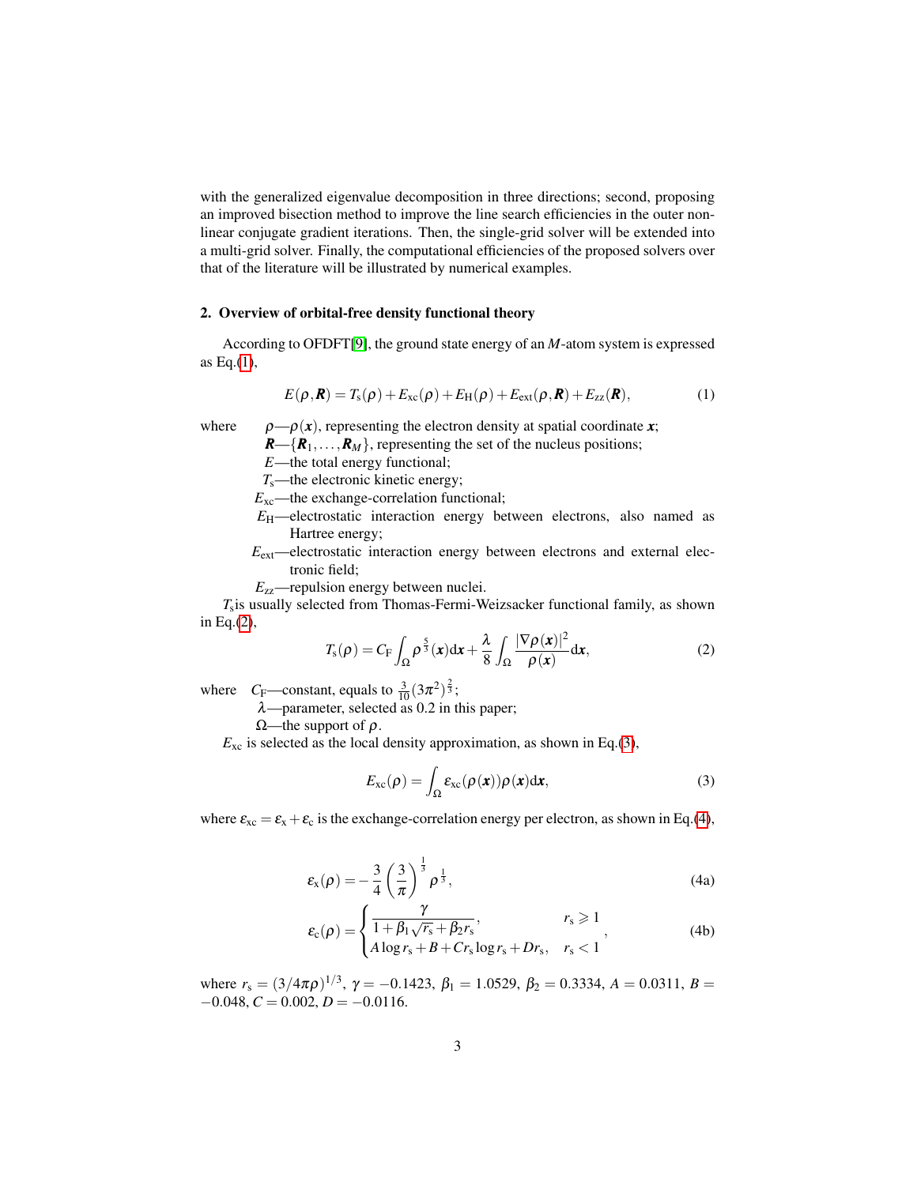with the generalized eigenvalue decomposition in three directions; second, proposing an improved bisection method to improve the line search efficiencies in the outer non-linear conjugate gradient iterations. Then, the single-grid solver will be extended into a multi-grid solver. Finally, the computational efficiencies of the proposed solvers over that of the literature will be illustrated by numerical examples.

## 2. Overview of orbital-free density functional theory

According to OFDFT[9], the ground state energy of an $M$-atom system is expressed as Eq.(1),

$$E(\rho,\boldsymbol{R}) = T_{\mathrm{s}}(\rho) + E_{\mathrm{xc}}(\rho) + E_{\mathrm{H}}(\rho) + E_{\mathrm{ext}}(\rho,\boldsymbol{R}) + E_{zz}(\boldsymbol{R}), \tag{1}$$

where $\rho$—$\rho(\boldsymbol{x})$, representing the electron density at spatial coordinate $\boldsymbol{x}$;
$\boldsymbol{R}$—$\{\boldsymbol{R}_1,\ldots,\boldsymbol{R}_M\}$, representing the set of the nucleus positions;
$E$—the total energy functional;
$T_{\mathrm{s}}$—the electronic kinetic energy;
$E_{\mathrm{xc}}$—the exchange-correlation functional;
$E_{\mathrm{H}}$—electrostatic interaction energy between electrons, also named as Hartree energy;
$E_{\mathrm{ext}}$—electrostatic interaction energy between electrons and external electronic field;
$E_{zz}$—repulsion energy between nuclei.

$T_{\mathrm{s}}$ is usually selected from Thomas-Fermi-Weizsacker functional family, as shown in Eq.(2),

$$T_{\mathrm{s}}(\rho) = C_{\mathrm{F}}\int_{\Omega}\rho^{\frac{5}{3}}(\boldsymbol{x})\mathrm{d}\boldsymbol{x} + \frac{\lambda}{8}\int_{\Omega}\frac{|\nabla\rho(\boldsymbol{x})|^2}{\rho(\boldsymbol{x})}\mathrm{d}\boldsymbol{x}, \tag{2}$$

where $C_{\mathrm{F}}$—constant, equals to $\frac{3}{10}(3\pi^2)^{\frac{2}{3}}$;
$\lambda$—parameter, selected as 0.2 in this paper;
$\Omega$—the support of $\rho$.

$E_{\mathrm{xc}}$ is selected as the local density approximation, as shown in Eq.(3),

$$E_{\mathrm{xc}}(\rho) = \int_{\Omega}\varepsilon_{\mathrm{xc}}(\rho(\boldsymbol{x}))\rho(\boldsymbol{x})\mathrm{d}\boldsymbol{x}, \tag{3}$$

where $\varepsilon_{\mathrm{xc}} = \varepsilon_{\mathrm{x}} + \varepsilon_{\mathrm{c}}$ is the exchange-correlation energy per electron, as shown in Eq.(4),

$$\varepsilon_{\mathrm{x}}(\rho) = -\frac{3}{4}\left(\frac{3}{\pi}\right)^{\frac{1}{3}}\rho^{\frac{1}{3}}, \tag{4a}$$

$$\varepsilon_{\mathrm{c}}(\rho) = \begin{cases}\dfrac{\gamma}{1+\beta_1\sqrt{r_{\mathrm{s}}}+\beta_2 r_{\mathrm{s}}}, & r_{\mathrm{s}} \geqslant 1\\ A\log r_{\mathrm{s}} + B + C r_{\mathrm{s}}\log r_{\mathrm{s}} + D r_{\mathrm{s}}, & r_{\mathrm{s}} < 1\end{cases}, \tag{4b}$$

where $r_{\mathrm{s}} = (3/4\pi\rho)^{1/3}$, $\gamma = -0.1423$, $\beta_1 = 1.0529$, $\beta_2 = 0.3334$, $A = 0.0311$, $B = -0.048$, $C = 0.002$, $D = -0.0116$.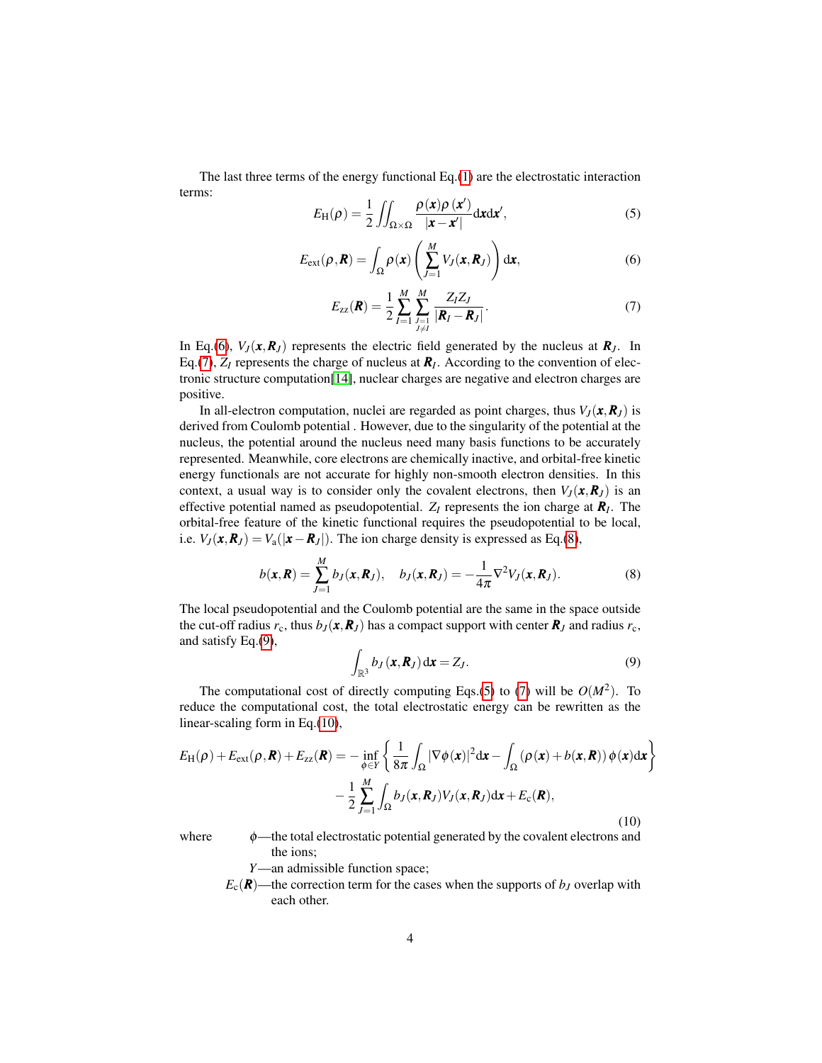The last three terms of the energy functional Eq.(1) are the electrostatic interaction terms:

$$E_{\mathrm{H}}(\rho) = \frac{1}{2}\iint_{\Omega\times\Omega} \frac{\rho(\boldsymbol{x})\rho(\boldsymbol{x}')}{|\boldsymbol{x}-\boldsymbol{x}'|}\mathrm{d}\boldsymbol{x}\mathrm{d}\boldsymbol{x}', \tag{5}$$

$$E_{\mathrm{ext}}(\rho,\boldsymbol{R}) = \int_{\Omega} \rho(\boldsymbol{x})\left(\sum_{J=1}^{M} V_J(\boldsymbol{x},\boldsymbol{R}_J)\right)\mathrm{d}\boldsymbol{x}, \tag{6}$$

$$E_{\mathrm{zz}}(\boldsymbol{R}) = \frac{1}{2}\sum_{I=1}^{M}\sum_{\substack{J=1\\J\neq I}}^{M} \frac{Z_I Z_J}{|\boldsymbol{R}_I-\boldsymbol{R}_J|}. \tag{7}$$

In Eq.(6), $V_J(\boldsymbol{x},\boldsymbol{R}_J)$ represents the electric field generated by the nucleus at $\boldsymbol{R}_J$. In Eq.(7), $Z_I$ represents the charge of nucleus at $\boldsymbol{R}_I$. According to the convention of electronic structure computation[14], nuclear charges are negative and electron charges are positive.

In all-electron computation, nuclei are regarded as point charges, thus $V_J(\boldsymbol{x},\boldsymbol{R}_J)$ is derived from Coulomb potential . However, due to the singularity of the potential at the nucleus, the potential around the nucleus need many basis functions to be accurately represented. Meanwhile, core electrons are chemically inactive, and orbital-free kinetic energy functionals are not accurate for highly non-smooth electron densities. In this context, a usual way is to consider only the covalent electrons, then $V_J(\boldsymbol{x},\boldsymbol{R}_J)$ is an effective potential named as pseudopotential. $Z_I$ represents the ion charge at $\boldsymbol{R}_I$. The orbital-free feature of the kinetic functional requires the pseudopotential to be local, i.e. $V_J(\boldsymbol{x},\boldsymbol{R}_J) = V_{\mathrm{a}}(|\boldsymbol{x}-\boldsymbol{R}_J|)$. The ion charge density is expressed as Eq.(8),

$$b(\boldsymbol{x},\boldsymbol{R}) = \sum_{J=1}^{M} b_J(\boldsymbol{x},\boldsymbol{R}_J), \quad b_J(\boldsymbol{x},\boldsymbol{R}_J) = -\frac{1}{4\pi}\nabla^2 V_J(\boldsymbol{x},\boldsymbol{R}_J). \tag{8}$$

The local pseudopotential and the Coulomb potential are the same in the space outside the cut-off radius $r_{\mathrm{c}}$, thus $b_J(\boldsymbol{x},\boldsymbol{R}_J)$ has a compact support with center $\boldsymbol{R}_J$ and radius $r_{\mathrm{c}}$, and satisfy Eq.(9),

$$\int_{\mathbb{R}^3} b_J(\boldsymbol{x},\boldsymbol{R}_J)\,\mathrm{d}\boldsymbol{x} = Z_J. \tag{9}$$

The computational cost of directly computing Eqs.(5) to (7) will be $O(M^2)$. To reduce the computational cost, the total electrostatic energy can be rewritten as the linear-scaling form in Eq.(10),

$$\begin{aligned} E_{\mathrm{H}}(\rho) + E_{\mathrm{ext}}(\rho,\boldsymbol{R}) + E_{\mathrm{zz}}(\boldsymbol{R}) = &-\inf_{\phi\in Y}\left\{\frac{1}{8\pi}\int_{\Omega}|\nabla\phi(\boldsymbol{x})|^2\mathrm{d}\boldsymbol{x} - \int_{\Omega}\left(\rho(\boldsymbol{x})+b(\boldsymbol{x},\boldsymbol{R})\right)\phi(\boldsymbol{x})\mathrm{d}\boldsymbol{x}\right\} \\ &-\frac{1}{2}\sum_{J=1}^{M}\int_{\Omega} b_J(\boldsymbol{x},\boldsymbol{R}_J)V_J(\boldsymbol{x},\boldsymbol{R}_J)\mathrm{d}\boldsymbol{x} + E_{\mathrm{c}}(\boldsymbol{R}), \end{aligned} \tag{10}$$

where

- $\phi$—the total electrostatic potential generated by the covalent electrons and the ions;
- $Y$—an admissible function space;
- $E_{\mathrm{c}}(\boldsymbol{R})$—the correction term for the cases when the supports of $b_J$ overlap with each other.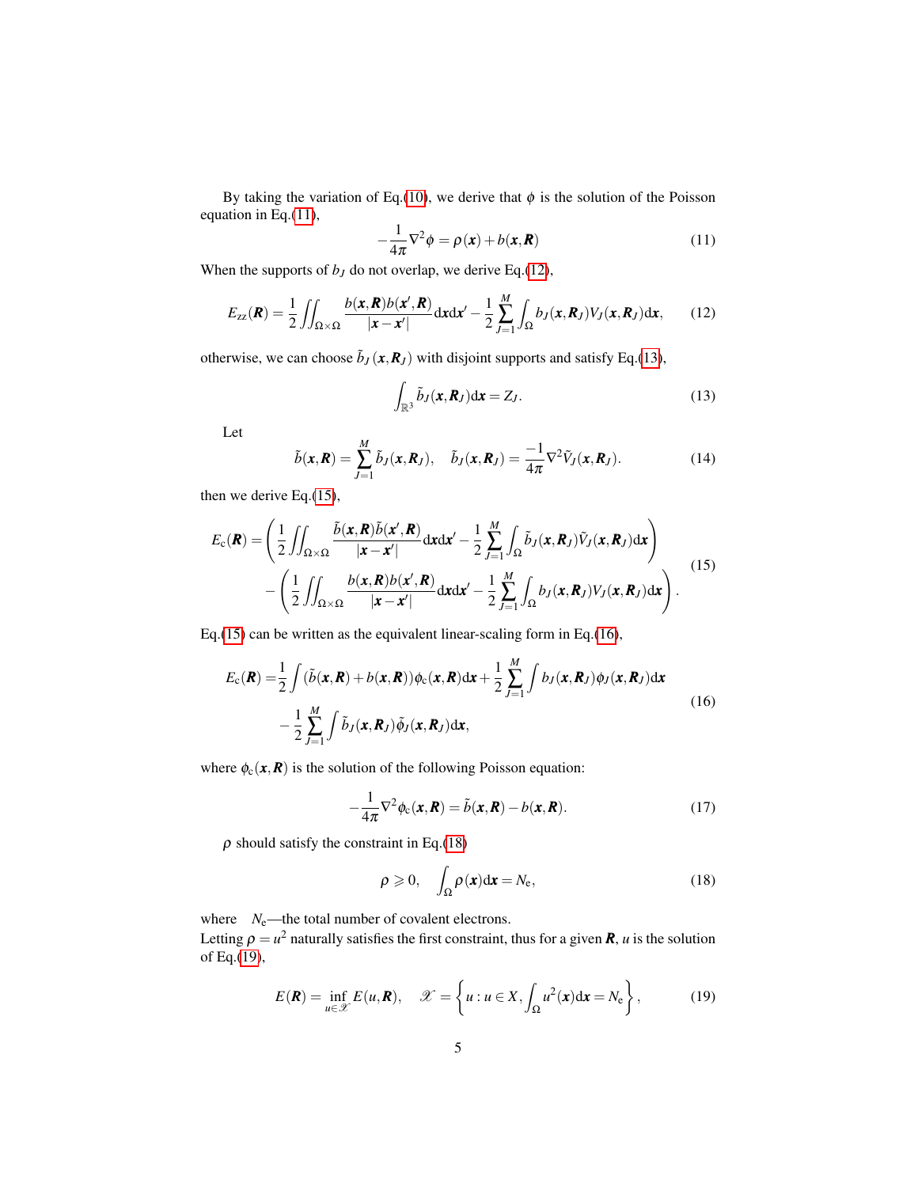By taking the variation of Eq.(10), we derive that $\phi$ is the solution of the Poisson equation in Eq.(11),

$$-\frac{1}{4\pi}\nabla^2\phi = \rho(\boldsymbol{x}) + b(\boldsymbol{x},\boldsymbol{R}) \tag{11}$$

When the supports of $b_J$ do not overlap, we derive Eq.(12),

$$E_{zz}(\boldsymbol{R}) = \frac{1}{2}\iint_{\Omega\times\Omega}\frac{b(\boldsymbol{x},\boldsymbol{R})b(\boldsymbol{x}',\boldsymbol{R})}{|\boldsymbol{x}-\boldsymbol{x}'|}\mathrm{d}\boldsymbol{x}\mathrm{d}\boldsymbol{x}' - \frac{1}{2}\sum_{J=1}^{M}\int_{\Omega} b_J(\boldsymbol{x},\boldsymbol{R}_J)V_J(\boldsymbol{x},\boldsymbol{R}_J)\mathrm{d}\boldsymbol{x}, \tag{12}$$

otherwise, we can choose $\tilde{b}_J(\boldsymbol{x},\boldsymbol{R}_J)$ with disjoint supports and satisfy Eq.(13),

$$\int_{\mathbb{R}^3}\tilde{b}_J(\boldsymbol{x},\boldsymbol{R}_J)\mathrm{d}\boldsymbol{x} = Z_J. \tag{13}$$

Let

$$\tilde{b}(\boldsymbol{x},\boldsymbol{R}) = \sum_{J=1}^{M}\tilde{b}_J(\boldsymbol{x},\boldsymbol{R}_J), \quad \tilde{b}_J(\boldsymbol{x},\boldsymbol{R}_J) = \frac{-1}{4\pi}\nabla^2\tilde{V}_J(\boldsymbol{x},\boldsymbol{R}_J). \tag{14}$$

then we derive Eq.(15),

$$\begin{aligned} E_{\mathrm{c}}(\boldsymbol{R}) = &\left(\frac{1}{2}\iint_{\Omega\times\Omega}\frac{\tilde{b}(\boldsymbol{x},\boldsymbol{R})\tilde{b}(\boldsymbol{x}',\boldsymbol{R})}{|\boldsymbol{x}-\boldsymbol{x}'|}\mathrm{d}\boldsymbol{x}\mathrm{d}\boldsymbol{x}' - \frac{1}{2}\sum_{J=1}^{M}\int_{\Omega}\tilde{b}_J(\boldsymbol{x},\boldsymbol{R}_J)\tilde{V}_J(\boldsymbol{x},\boldsymbol{R}_J)\mathrm{d}\boldsymbol{x}\right) \\ &-\left(\frac{1}{2}\iint_{\Omega\times\Omega}\frac{b(\boldsymbol{x},\boldsymbol{R})b(\boldsymbol{x}',\boldsymbol{R})}{|\boldsymbol{x}-\boldsymbol{x}'|}\mathrm{d}\boldsymbol{x}\mathrm{d}\boldsymbol{x}' - \frac{1}{2}\sum_{J=1}^{M}\int_{\Omega} b_J(\boldsymbol{x},\boldsymbol{R}_J)V_J(\boldsymbol{x},\boldsymbol{R}_J)\mathrm{d}\boldsymbol{x}\right). \end{aligned} \tag{15}$$

Eq.(15) can be written as the equivalent linear-scaling form in Eq.(16),

$$\begin{aligned} E_{\mathrm{c}}(\boldsymbol{R}) = &\frac{1}{2}\int(\tilde{b}(\boldsymbol{x},\boldsymbol{R}) + b(\boldsymbol{x},\boldsymbol{R}))\phi_{\mathrm{c}}(\boldsymbol{x},\boldsymbol{R})\mathrm{d}\boldsymbol{x} + \frac{1}{2}\sum_{J=1}^{M}\int b_J(\boldsymbol{x},\boldsymbol{R}_J)\phi_J(\boldsymbol{x},\boldsymbol{R}_J)\mathrm{d}\boldsymbol{x} \\ &-\frac{1}{2}\sum_{J=1}^{M}\int\tilde{b}_J(\boldsymbol{x},\boldsymbol{R}_J)\tilde{\phi}_J(\boldsymbol{x},\boldsymbol{R}_J)\mathrm{d}\boldsymbol{x}, \end{aligned} \tag{16}$$

where $\phi_{\mathrm{c}}(\boldsymbol{x},\boldsymbol{R})$ is the solution of the following Poisson equation:

$$-\frac{1}{4\pi}\nabla^2\phi_{\mathrm{c}}(\boldsymbol{x},\boldsymbol{R}) = \tilde{b}(\boldsymbol{x},\boldsymbol{R}) - b(\boldsymbol{x},\boldsymbol{R}). \tag{17}$$

$\rho$ should satisfy the constraint in Eq.(18)

$$\rho \geqslant 0, \quad \int_{\Omega}\rho(\boldsymbol{x})\mathrm{d}\boldsymbol{x} = N_{\mathrm{e}}, \tag{18}$$

where $N_{\mathrm{e}}$—the total number of covalent electrons.
Letting $\rho = u^2$ naturally satisfies the first constraint, thus for a given $\boldsymbol{R}$, $u$ is the solution of Eq.(19),

$$E(\boldsymbol{R}) = \inf_{u\in\mathscr{X}} E(u,\boldsymbol{R}), \quad \mathscr{X} = \left\{u : u \in X, \int_{\Omega} u^2(\boldsymbol{x})\mathrm{d}\boldsymbol{x} = N_{\mathrm{e}}\right\}, \tag{19}$$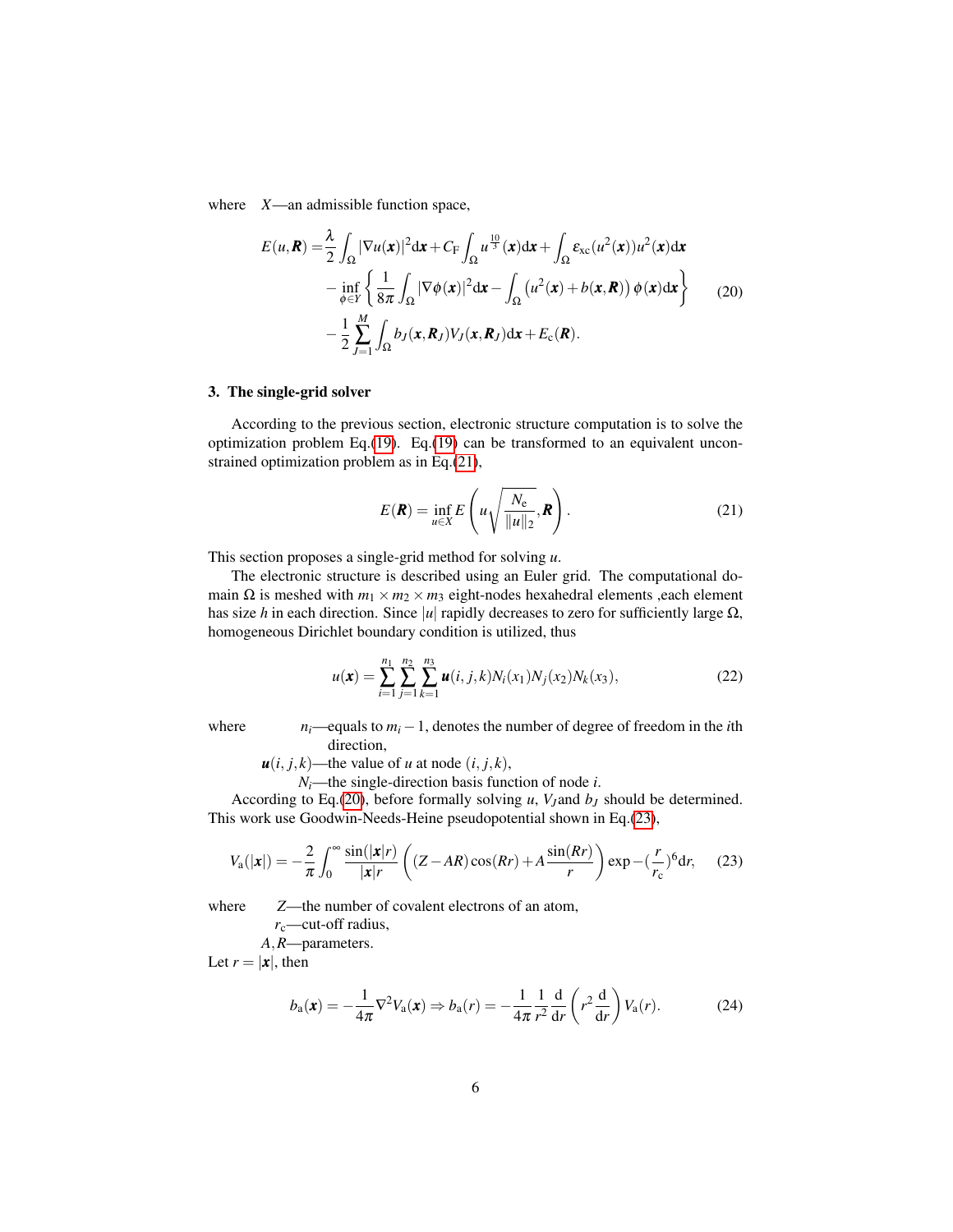where  $X$—an admissible function space,

$$
\begin{aligned}
E(u,\boldsymbol{R}) =& \frac{\lambda}{2}\int_{\Omega}|\nabla u(\boldsymbol{x})|^2\mathrm{d}\boldsymbol{x} + C_{\mathrm{F}}\int_{\Omega} u^{\frac{10}{3}}(\boldsymbol{x})\mathrm{d}\boldsymbol{x} + \int_{\Omega}\varepsilon_{\mathrm{xc}}(u^2(\boldsymbol{x}))u^2(\boldsymbol{x})\mathrm{d}\boldsymbol{x} \\
&- \inf_{\phi\in Y}\left\{\frac{1}{8\pi}\int_{\Omega}|\nabla\phi(\boldsymbol{x})|^2\mathrm{d}\boldsymbol{x} - \int_{\Omega}\left(u^2(\boldsymbol{x}) + b(\boldsymbol{x},\boldsymbol{R})\right)\phi(\boldsymbol{x})\mathrm{d}\boldsymbol{x}\right\} \\
&- \frac{1}{2}\sum_{J=1}^{M}\int_{\Omega} b_J(\boldsymbol{x},\boldsymbol{R}_J)V_J(\boldsymbol{x},\boldsymbol{R}_J)\mathrm{d}\boldsymbol{x} + E_{\mathrm{c}}(\boldsymbol{R}).
\end{aligned} \tag{20}
$$

### 3. The single-grid solver

According to the previous section, electronic structure computation is to solve the optimization problem Eq.(19). Eq.(19) can be transformed to an equivalent unconstrained optimization problem as in Eq.(21),

$$
E(\boldsymbol{R}) = \inf_{u\in X} E\left(u\sqrt{\frac{N_{\mathrm{e}}}{\|u\|_2}},\boldsymbol{R}\right). \tag{21}
$$

This section proposes a single-grid method for solving $u$.

The electronic structure is described using an Euler grid. The computational domain $\Omega$ is meshed with $m_1 \times m_2 \times m_3$ eight-nodes hexahedral elements ,each element has size $h$ in each direction. Since $|u|$ rapidly decreases to zero for sufficiently large $\Omega$, homogeneous Dirichlet boundary condition is utilized, thus

$$
u(\boldsymbol{x}) = \sum_{i=1}^{n_1}\sum_{j=1}^{n_2}\sum_{k=1}^{n_3}\boldsymbol{u}(i,j,k)N_i(x_1)N_j(x_2)N_k(x_3), \tag{22}
$$

where  $n_i$—equals to $m_i - 1$, denotes the number of degree of freedom in the $i$th direction,
$\boldsymbol{u}(i,j,k)$—the value of $u$ at node $(i,j,k)$,
$N_i$—the single-direction basis function of node $i$.

According to Eq.(20), before formally solving $u$, $V_J$and $b_J$ should be determined. This work use Goodwin-Needs-Heine pseudopotential shown in Eq.(23),

$$
V_{\mathrm{a}}(|\boldsymbol{x}|) = -\frac{2}{\pi}\int_0^{\infty}\frac{\sin(|\boldsymbol{x}|r)}{|\boldsymbol{x}|r}\left((Z - AR)\cos(Rr) + A\frac{\sin(Rr)}{r}\right)\exp-(\frac{r}{r_{\mathrm{c}}})^6\mathrm{d}r, \tag{23}
$$

where  $Z$—the number of covalent electrons of an atom,
$r_{\mathrm{c}}$—cut-off radius,
$A,R$—parameters.

Let $r = |\boldsymbol{x}|$, then

$$
b_{\mathrm{a}}(\boldsymbol{x}) = -\frac{1}{4\pi}\nabla^2 V_{\mathrm{a}}(\boldsymbol{x}) \Rightarrow b_{\mathrm{a}}(r) = -\frac{1}{4\pi}\frac{1}{r^2}\frac{\mathrm{d}}{\mathrm{d}r}\left(r^2\frac{\mathrm{d}}{\mathrm{d}r}\right)V_{\mathrm{a}}(r). \tag{24}
$$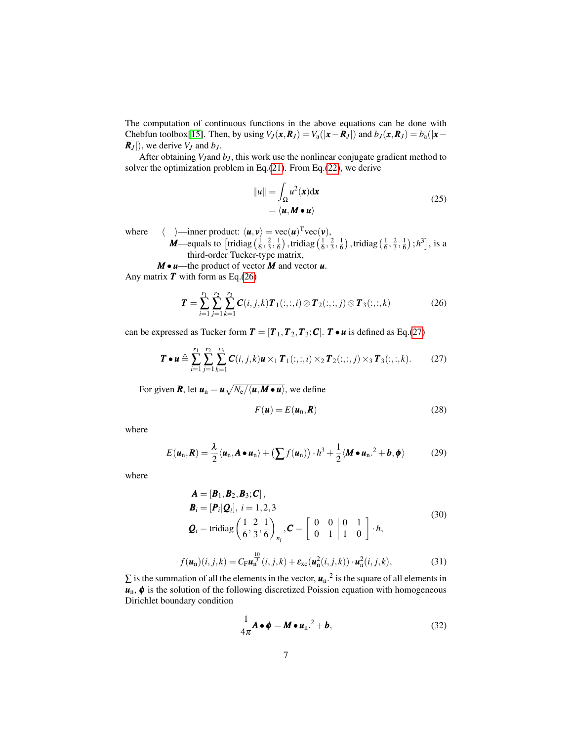The computation of continuous functions in the above equations can be done with Chebfun toolbox[15]. Then, by using $V_J(\boldsymbol{x},\boldsymbol{R}_J) = V_\mathrm{a}(|\boldsymbol{x}-\boldsymbol{R}_J|)$ and $b_J(\boldsymbol{x},\boldsymbol{R}_J) = b_\mathrm{a}(|\boldsymbol{x}-\boldsymbol{R}_J|)$, we derive $V_J$ and $b_J$.

After obtaining $V_J$and $b_J$, this work use the nonlinear conjugate gradient method to solver the optimization problem in Eq.(21). From Eq.(22), we derive

$$
\begin{aligned}
\|u\| &= \int_\Omega u^2(\boldsymbol{x})\mathrm{d}\boldsymbol{x} \\
&= \langle \boldsymbol{u}, \boldsymbol{M} \bullet \boldsymbol{u} \rangle
\end{aligned}
\tag{25}
$$

where $\langle \quad \rangle$—inner product: $\langle \boldsymbol{u},\boldsymbol{v} \rangle = \mathrm{vec}(\boldsymbol{u})^\mathrm{T}\mathrm{vec}(\boldsymbol{v})$,
$\boldsymbol{M}$—equals to $\left[\mathrm{tridiag}\left(\frac{1}{6},\frac{2}{3},\frac{1}{6}\right), \mathrm{tridiag}\left(\frac{1}{6},\frac{2}{3},\frac{1}{6}\right), \mathrm{tridiag}\left(\frac{1}{6},\frac{2}{3},\frac{1}{6}\right); h^3\right]$, is a third-order Tucker-type matrix,
$\boldsymbol{M} \bullet \boldsymbol{u}$—the product of vector $\boldsymbol{M}$ and vector $\boldsymbol{u}$.

Any matrix $\boldsymbol{T}$ with form as Eq.(26)

$$
\boldsymbol{T} = \sum_{i=1}^{r_1}\sum_{j=1}^{r_2}\sum_{k=1}^{r_3} \boldsymbol{C}(i,j,k)\boldsymbol{T}_1(:,:,i) \otimes \boldsymbol{T}_2(:,:,j) \otimes \boldsymbol{T}_3(:,:,k)
\tag{26}
$$

can be expressed as Tucker form $\boldsymbol{T} = [\boldsymbol{T}_1, \boldsymbol{T}_2, \boldsymbol{T}_3; \boldsymbol{C}]$. $\boldsymbol{T} \bullet \boldsymbol{u}$ is defined as Eq.(27)

$$
\boldsymbol{T} \bullet \boldsymbol{u} \triangleq \sum_{i=1}^{r_1}\sum_{j=1}^{r_2}\sum_{k=1}^{r_3} \boldsymbol{C}(i,j,k)\boldsymbol{u} \times_1 \boldsymbol{T}_1(:,:,i) \times_2 \boldsymbol{T}_2(:,:,j) \times_3 \boldsymbol{T}_3(:,:,k).
\tag{27}
$$

For given $\boldsymbol{R}$, let $\boldsymbol{u}_\mathrm{n} = \boldsymbol{u}\sqrt{N_\mathrm{e}/\langle \boldsymbol{u}, \boldsymbol{M} \bullet \boldsymbol{u} \rangle}$, we define

$$
F(\boldsymbol{u}) = E(\boldsymbol{u}_\mathrm{n}, \boldsymbol{R})
\tag{28}
$$

where

$$
E(\boldsymbol{u}_\mathrm{n}, \boldsymbol{R}) = \frac{\lambda}{2}\langle \boldsymbol{u}_\mathrm{n}, \boldsymbol{A} \bullet \boldsymbol{u}_\mathrm{n} \rangle + \left(\sum f(\boldsymbol{u}_\mathrm{n})\right) \cdot h^3 + \frac{1}{2}\langle \boldsymbol{M} \bullet \boldsymbol{u}_\mathrm{n}.^2 + \boldsymbol{b}, \boldsymbol{\phi} \rangle
\tag{29}
$$

where

$$
\begin{aligned}
&\boldsymbol{A} = [\boldsymbol{B}_1, \boldsymbol{B}_2, \boldsymbol{B}_3; \boldsymbol{C}], \\
&\boldsymbol{B}_i = [\boldsymbol{P}_i | \boldsymbol{Q}_i], \ i = 1,2,3 \\
&\boldsymbol{Q}_i = \mathrm{tridiag}\left(\frac{1}{6},\frac{2}{3},\frac{1}{6}\right)_{n_i}, \boldsymbol{C} = \left[\begin{array}{cc|cc} 0 & 0 & 0 & 1 \\ 0 & 1 & 1 & 0 \end{array}\right] \cdot h,
\end{aligned}
\tag{30}
$$

$$
f(\boldsymbol{u}_\mathrm{n})(i,j,k) = C_\mathrm{F}\boldsymbol{u}_\mathrm{n}^{\frac{10}{3}}(i,j,k) + \varepsilon_\mathrm{xc}(\boldsymbol{u}_\mathrm{n}^2(i,j,k)) \cdot \boldsymbol{u}_\mathrm{n}^2(i,j,k),
\tag{31}
$$

$\sum$ is the summation of all the elements in the vector, $\boldsymbol{u}_\mathrm{n}.^2$ is the square of all elements in $\boldsymbol{u}_\mathrm{n}$, $\boldsymbol{\phi}$ is the solution of the following discretized Poission equation with homogeneous Dirichlet boundary condition

$$
\frac{1}{4\pi}\boldsymbol{A} \bullet \boldsymbol{\phi} = \boldsymbol{M} \bullet \boldsymbol{u}_\mathrm{n}.^2 + \boldsymbol{b},
\tag{32}
$$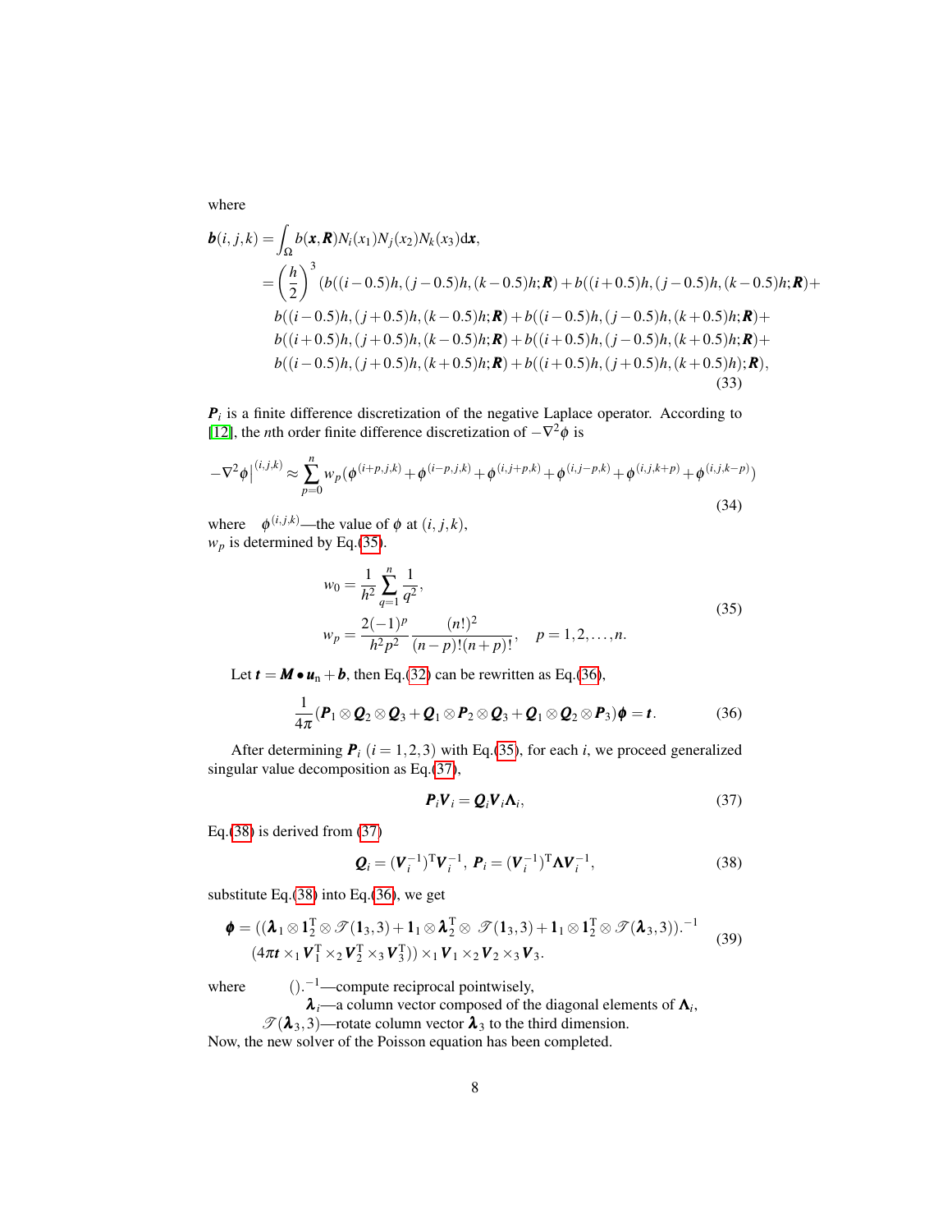where

$$
\begin{aligned}
\boldsymbol{b}(i,j,k) &= \int_{\Omega} b(\boldsymbol{x},\boldsymbol{R}) N_i(x_1) N_j(x_2) N_k(x_3) \mathrm{d}\boldsymbol{x}, \\
&= \left(\frac{h}{2}\right)^3 (b((i-0.5)h,(j-0.5)h,(k-0.5)h;\boldsymbol{R}) + b((i+0.5)h,(j-0.5)h,(k-0.5)h;\boldsymbol{R}) + \\
&\quad b((i-0.5)h,(j+0.5)h,(k-0.5)h;\boldsymbol{R}) + b((i-0.5)h,(j-0.5)h,(k+0.5)h;\boldsymbol{R}) + \\
&\quad b((i+0.5)h,(j+0.5)h,(k-0.5)h;\boldsymbol{R}) + b((i+0.5)h,(j-0.5)h,(k+0.5)h;\boldsymbol{R}) + \\
&\quad b((i-0.5)h,(j+0.5)h,(k+0.5)h;\boldsymbol{R}) + b((i+0.5)h,(j+0.5)h,(k+0.5)h);\boldsymbol{R}),
\end{aligned} \tag{33}
$$

$\boldsymbol{P}_i$ is a finite difference discretization of the negative Laplace operator. According to [12], the $n$th order finite difference discretization of $-\nabla^2\phi$ is

$$
-\nabla^2\phi\Big|^{(i,j,k)} \approx \sum_{p=0}^{n} w_p(\phi^{(i+p,j,k)} + \phi^{(i-p,j,k)} + \phi^{(i,j+p,k)} + \phi^{(i,j-p,k)} + \phi^{(i,j,k+p)} + \phi^{(i,j,k-p)}) \tag{34}
$$

where $\phi^{(i,j,k)}$—the value of $\phi$ at $(i,j,k)$,
$w_p$ is determined by Eq.(35).

$$
\begin{aligned}
w_0 &= \frac{1}{h^2}\sum_{q=1}^{n}\frac{1}{q^2}, \\
w_p &= \frac{2(-1)^p}{h^2p^2}\frac{(n!)^2}{(n-p)!(n+p)!}, \quad p = 1,2,\ldots,n.
\end{aligned} \tag{35}
$$

Let $\boldsymbol{t} = \boldsymbol{M} \bullet \boldsymbol{u}_{\mathrm{n}} + \boldsymbol{b}$, then Eq.(32) can be rewritten as Eq.(36),

$$
\frac{1}{4\pi}(\boldsymbol{P}_1 \otimes \boldsymbol{Q}_2 \otimes \boldsymbol{Q}_3 + \boldsymbol{Q}_1 \otimes \boldsymbol{P}_2 \otimes \boldsymbol{Q}_3 + \boldsymbol{Q}_1 \otimes \boldsymbol{Q}_2 \otimes \boldsymbol{P}_3)\boldsymbol{\phi} = \boldsymbol{t}. \tag{36}
$$

After determining $\boldsymbol{P}_i$ $(i = 1,2,3)$ with Eq.(35), for each $i$, we proceed generalized singular value decomposition as Eq.(37),

$$
\boldsymbol{P}_i\boldsymbol{V}_i = \boldsymbol{Q}_i\boldsymbol{V}_i\boldsymbol{\Lambda}_i, \tag{37}
$$

Eq.(38) is derived from (37)

$$
\boldsymbol{Q}_i = (\boldsymbol{V}_i^{-1})^{\mathrm{T}}\boldsymbol{V}_i^{-1},\ \boldsymbol{P}_i = (\boldsymbol{V}_i^{-1})^{\mathrm{T}}\boldsymbol{\Lambda}\boldsymbol{V}_i^{-1}, \tag{38}
$$

substitute Eq.(38) into Eq.(36), we get

$$
\begin{aligned}
\boldsymbol{\phi} = &((\boldsymbol{\lambda}_1 \otimes \boldsymbol{1}_2^{\mathrm{T}} \otimes \mathscr{T}(\boldsymbol{1}_3,3) + \boldsymbol{1}_1 \otimes \boldsymbol{\lambda}_2^{\mathrm{T}} \otimes \mathscr{T}(\boldsymbol{1}_3,3) + \boldsymbol{1}_1 \otimes \boldsymbol{1}_2^{\mathrm{T}} \otimes \mathscr{T}(\boldsymbol{\lambda}_3,3)).^{-1} \\
&(4\pi\boldsymbol{t} \times_1 \boldsymbol{V}_1^{\mathrm{T}} \times_2 \boldsymbol{V}_2^{\mathrm{T}} \times_3 \boldsymbol{V}_3^{\mathrm{T}})) \times_1 \boldsymbol{V}_1 \times_2 \boldsymbol{V}_2 \times_3 \boldsymbol{V}_3.
\end{aligned} \tag{39}
$$

where $().^{-1}$—compute reciprocal pointwisely,
$\boldsymbol{\lambda}_i$—a column vector composed of the diagonal elements of $\boldsymbol{\Lambda}_i$,
$\mathscr{T}(\boldsymbol{\lambda}_3,3)$—rotate column vector $\boldsymbol{\lambda}_3$ to the third dimension.
Now, the new solver of the Poisson equation has been completed.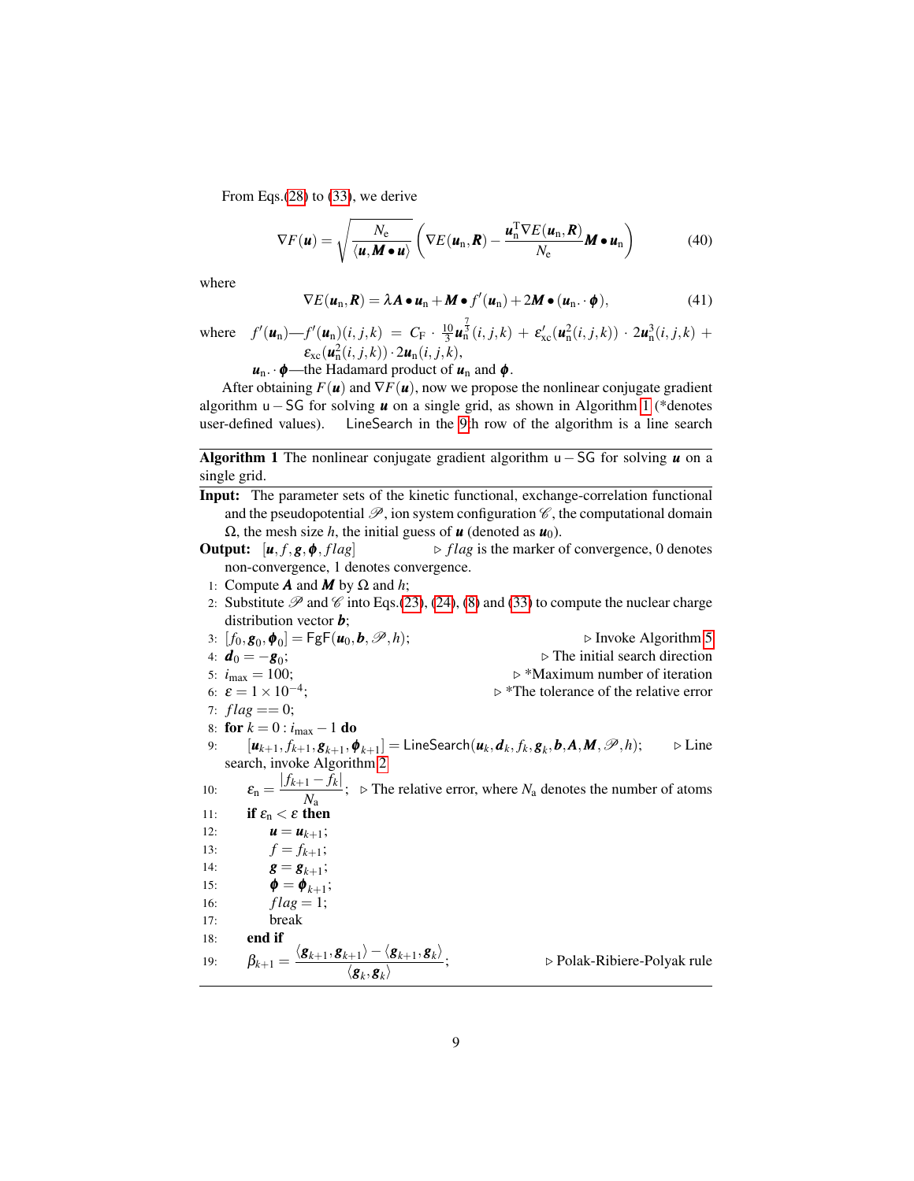From Eqs.(28) to (33), we derive

$$\nabla F(\boldsymbol{u}) = \sqrt{\frac{N_{\mathrm{e}}}{\langle \boldsymbol{u}, \boldsymbol{M} \bullet \boldsymbol{u} \rangle}} \left( \nabla E(\boldsymbol{u}_{\mathrm{n}}, \boldsymbol{R}) - \frac{\boldsymbol{u}_{\mathrm{n}}^{\mathrm{T}} \nabla E(\boldsymbol{u}_{\mathrm{n}}, \boldsymbol{R})}{N_{\mathrm{e}}} \boldsymbol{M} \bullet \boldsymbol{u}_{\mathrm{n}} \right) \tag{40}$$

where

$$\nabla E(\boldsymbol{u}_{\mathrm{n}}, \boldsymbol{R}) = \lambda \boldsymbol{A} \bullet \boldsymbol{u}_{\mathrm{n}} + \boldsymbol{M} \bullet f'(\boldsymbol{u}_{\mathrm{n}}) + 2\boldsymbol{M} \bullet (\boldsymbol{u}_{\mathrm{n}} . \cdot \boldsymbol{\phi}), \tag{41}$$

where $f'(\boldsymbol{u}_{\mathrm{n}})$—$f'(\boldsymbol{u}_{\mathrm{n}})(i,j,k) = C_{\mathrm{F}} \cdot \frac{10}{3} \boldsymbol{u}_{\mathrm{n}}^{\frac{7}{3}}(i,j,k) + \varepsilon_{\mathrm{xc}}'(\boldsymbol{u}_{\mathrm{n}}^{2}(i,j,k)) \cdot 2\boldsymbol{u}_{\mathrm{n}}^{3}(i,j,k) + \varepsilon_{\mathrm{xc}}(\boldsymbol{u}_{\mathrm{n}}^{2}(i,j,k)) \cdot 2\boldsymbol{u}_{\mathrm{n}}(i,j,k)$,

$\boldsymbol{u}_{\mathrm{n}} . \cdot \boldsymbol{\phi}$—the Hadamard product of $\boldsymbol{u}_{\mathrm{n}}$ and $\boldsymbol{\phi}$.

After obtaining $F(\boldsymbol{u})$ and $\nabla F(\boldsymbol{u})$, now we propose the nonlinear conjugate gradient algorithm $\mathsf{u}-\mathsf{SG}$ for solving $\boldsymbol{u}$ on a single grid, as shown in Algorithm 1 (*denotes user-defined values). LineSearch in the 9th row of the algorithm is a line search

---

**Algorithm 1** The nonlinear conjugate gradient algorithm $\mathsf{u}-\mathsf{SG}$ for solving $\boldsymbol{u}$ on a single grid.

---

**Input:** The parameter sets of the kinetic functional, exchange-correlation functional and the pseudopotential $\mathscr{P}$, ion system configuration $\mathscr{C}$, the computational domain $\Omega$, the mesh size $h$, the initial guess of $\boldsymbol{u}$ (denoted as $\boldsymbol{u}_0$).

**Output:** $[\boldsymbol{u}, f, \boldsymbol{g}, \boldsymbol{\phi}, flag]$ ▷ $flag$ is the marker of convergence, 0 denotes non-convergence, 1 denotes convergence.

1: Compute $\boldsymbol{A}$ and $\boldsymbol{M}$ by $\Omega$ and $h$;
2: Substitute $\mathscr{P}$ and $\mathscr{C}$ into Eqs.(23), (24), (8) and (33) to compute the nuclear charge distribution vector $\boldsymbol{b}$;
3: $[f_0, \boldsymbol{g}_0, \boldsymbol{\phi}_0] = \mathsf{FgF}(\boldsymbol{u}_0, \boldsymbol{b}, \mathscr{P}, h)$; ▷ Invoke Algorithm 5
4: $\boldsymbol{d}_0 = -\boldsymbol{g}_0$; ▷ The initial search direction
5: $i_{\max} = 100$; ▷ *Maximum number of iteration
6: $\varepsilon = 1 \times 10^{-4}$; ▷ *The tolerance of the relative error
7: $flag == 0$;
8: **for** $k = 0 : i_{\max} - 1$ **do**
9: $\quad [\boldsymbol{u}_{k+1}, f_{k+1}, \boldsymbol{g}_{k+1}, \boldsymbol{\phi}_{k+1}] = \mathsf{LineSearch}(\boldsymbol{u}_k, \boldsymbol{d}_k, f_k, \boldsymbol{g}_k, \boldsymbol{b}, \boldsymbol{A}, \boldsymbol{M}, \mathscr{P}, h)$; ▷ Line search, invoke Algorithm 2
10: $\quad \varepsilon_{\mathrm{n}} = \dfrac{|f_{k+1} - f_k|}{N_{\mathrm{a}}}$; ▷ The relative error, where $N_{\mathrm{a}}$ denotes the number of atoms
11: $\quad$ **if** $\varepsilon_{\mathrm{n}} < \varepsilon$ **then**
12: $\quad\quad \boldsymbol{u} = \boldsymbol{u}_{k+1}$;
13: $\quad\quad f = f_{k+1}$;
14: $\quad\quad \boldsymbol{g} = \boldsymbol{g}_{k+1}$;
15: $\quad\quad \boldsymbol{\phi} = \boldsymbol{\phi}_{k+1}$;
16: $\quad\quad flag = 1$;
17: $\quad\quad$ break
18: $\quad$ **end if**
19: $\quad \beta_{k+1} = \dfrac{\langle \boldsymbol{g}_{k+1}, \boldsymbol{g}_{k+1} \rangle - \langle \boldsymbol{g}_{k+1}, \boldsymbol{g}_k \rangle}{\langle \boldsymbol{g}_k, \boldsymbol{g}_k \rangle}$; ▷ Polak-Ribiere-Polyak rule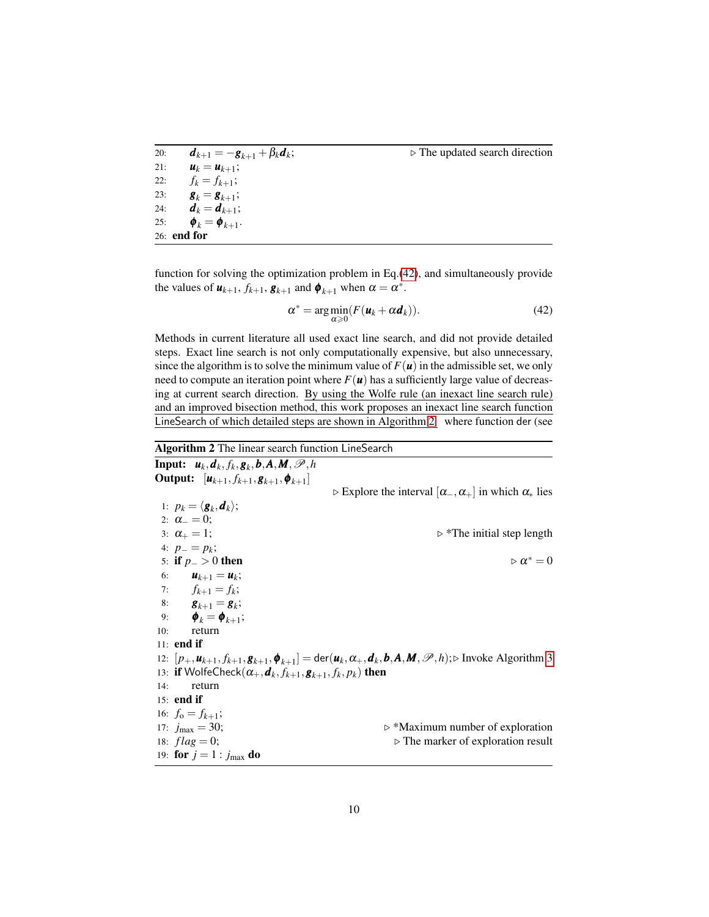```
20:     d_{k+1} = −g_{k+1} + β_k d_k;                                ▷ The updated search direction
21:     u_k = u_{k+1};
22:     f_k = f_{k+1};
23:     g_k = g_{k+1};
24:     d_k = d_{k+1};
25:     ϕ_k = ϕ_{k+1}.
26: end for
```

function for solving the optimization problem in Eq.(42), and simultaneously provide the values of $\boldsymbol{u}_{k+1}$, $f_{k+1}$, $\boldsymbol{g}_{k+1}$ and $\boldsymbol{\phi}_{k+1}$ when $\alpha = \alpha^*$.

$$\alpha^* = \arg\min_{\alpha \geqslant 0}(F(\boldsymbol{u}_k + \alpha \boldsymbol{d}_k)). \tag{42}$$

Methods in current literature all used exact line search, and did not provide detailed steps. Exact line search is not only computationally expensive, but also unnecessary, since the algorithm is to solve the minimum value of $F(\boldsymbol{u})$ in the admissible set, we only need to compute an iteration point where $F(\boldsymbol{u})$ has a sufficiently large value of decreasing at current search direction. By using the Wolfe rule (an inexact line search rule) and an improved bisection method, this work proposes an inexact line search function LineSearch of which detailed steps are shown in Algorithm 2, where function der (see

**Algorithm 2** The linear search function LineSearch

**Input:** $\boldsymbol{u}_k, \boldsymbol{d}_k, f_k, \boldsymbol{g}_k, \boldsymbol{b}, \boldsymbol{A}, \boldsymbol{M}, \mathscr{P}, h$

**Output:** $[\boldsymbol{u}_{k+1}, f_{k+1}, \boldsymbol{g}_{k+1}, \boldsymbol{\phi}_{k+1}]$

```
                                          ▷ Explore the interval [α_−, α_+] in which α_* lies
 1: p_k = ⟨g_k, d_k⟩;
 2: α_− = 0;
 3: α_+ = 1;                                                  ▷ *The initial step length
 4: p_− = p_k;
 5: if p_− > 0 then                                                             ▷ α* = 0
 6:     u_{k+1} = u_k;
 7:     f_{k+1} = f_k;
 8:     g_{k+1} = g_k;
 9:     ϕ_k = ϕ_{k+1};
10:     return
11: end if
12: [p_+, u_{k+1}, f_{k+1}, g_{k+1}, ϕ_{k+1}] = der(u_k, α_+, d_k, b, A, M, 𝒫, h); ▷ Invoke Algorithm 3
13: if WolfeCheck(α_+, d_k, f_{k+1}, g_{k+1}, f_k, p_k) then
14:     return
15: end if
16: f_o = f_{k+1};
17: j_max = 30;                                         ▷ *Maximum number of exploration
18: flag = 0;                                          ▷ The marker of exploration result
19: for j = 1 : j_max do
```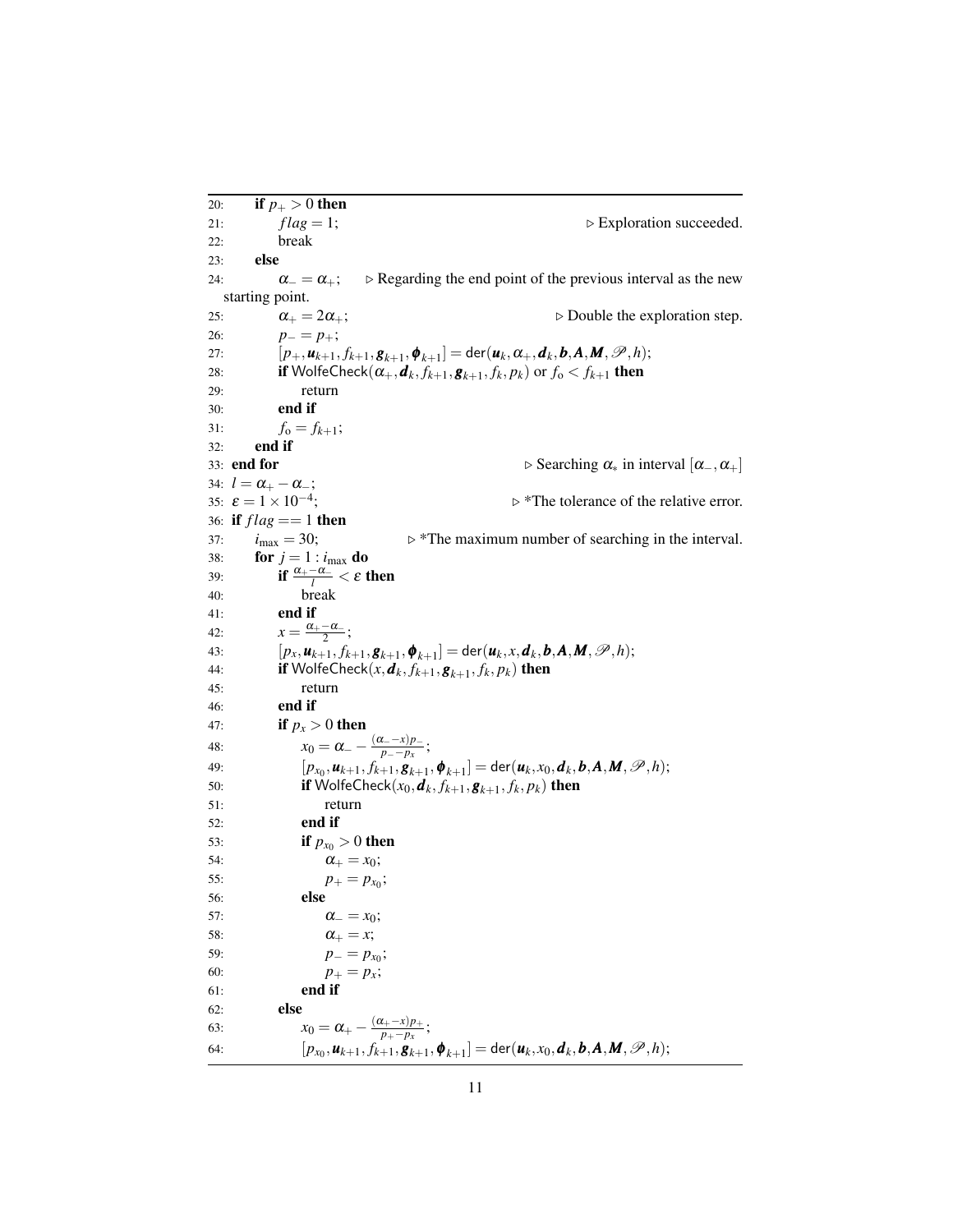```
20:     if p_+ > 0 then
21:         flag = 1;                                              ▷ Exploration succeeded.
22:         break
23:     else
24:         α_- = α_+;     ▷ Regarding the end point of the previous interval as the new
    starting point.
25:         α_+ = 2α_+;                                            ▷ Double the exploration step.
26:         p_- = p_+;
27:         [p_+, u_{k+1}, f_{k+1}, g_{k+1}, ϕ_{k+1}] = der(u_k, α_+, d_k, b, A, M, 𝒫, h);
28:         if WolfeCheck(α_+, d_k, f_{k+1}, g_{k+1}, f_k, p_k) or f_o < f_{k+1} then
29:             return
30:         end if
31:         f_o = f_{k+1};
32:     end if
33: end for                                                    ▷ Searching α_* in interval [α_-, α_+]
34: l = α_+ - α_-;
35: ε = 1 × 10^{-4};                                       ▷ *The tolerance of the relative error.
36: if flag == 1 then
37:     i_max = 30;                           ▷ *The maximum number of searching in the interval.
38:     for j = 1 : i_max do
39:         if (α_+ - α_-)/l < ε then
40:             break
41:         end if
42:         x = (α_+ - α_-)/2;
43:         [p_x, u_{k+1}, f_{k+1}, g_{k+1}, ϕ_{k+1}] = der(u_k, x, d_k, b, A, M, 𝒫, h);
44:         if WolfeCheck(x, d_k, f_{k+1}, g_{k+1}, f_k, p_k) then
45:             return
46:         end if
47:         if p_x > 0 then
48:             x_0 = α_- - ((α_- - x) p_-)/(p_- - p_x);
49:             [p_{x_0}, u_{k+1}, f_{k+1}, g_{k+1}, ϕ_{k+1}] = der(u_k, x_0, d_k, b, A, M, 𝒫, h);
50:             if WolfeCheck(x_0, d_k, f_{k+1}, g_{k+1}, f_k, p_k) then
51:                 return
52:             end if
53:             if p_{x_0} > 0 then
54:                 α_+ = x_0;
55:                 p_+ = p_{x_0};
56:             else
57:                 α_- = x_0;
58:                 α_+ = x;
59:                 p_- = p_{x_0};
60:                 p_+ = p_x;
61:             end if
62:         else
63:             x_0 = α_+ - ((α_+ - x) p_+)/(p_+ - p_x);
64:             [p_{x_0}, u_{k+1}, f_{k+1}, g_{k+1}, ϕ_{k+1}] = der(u_k, x_0, d_k, b, A, M, 𝒫, h);
```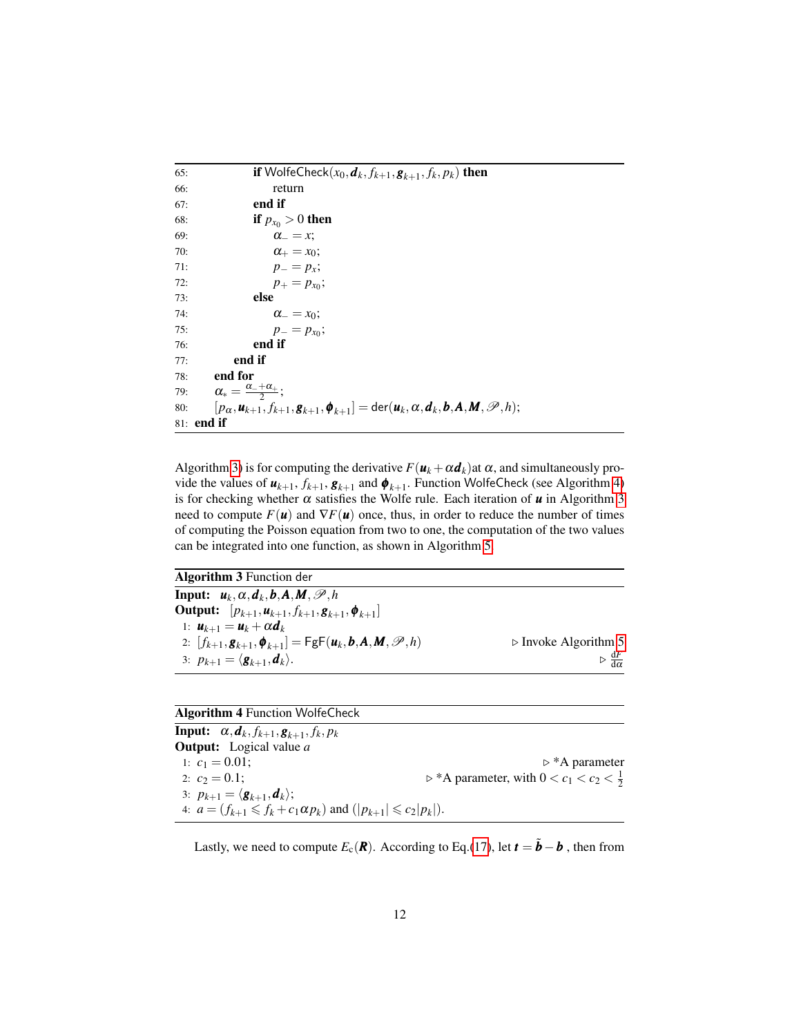```
65:         if WolfeCheck(x_0, d_k, f_{k+1}, g_{k+1}, f_k, p_k) then
66:             return
67:         end if
68:         if p_{x_0} > 0 then
69:             α_- = x;
70:             α_+ = x_0;
71:             p_- = p_x;
72:             p_+ = p_{x_0};
73:         else
74:             α_- = x_0;
75:             p_- = p_{x_0};
76:         end if
77:     end if
78:   end for
79:   α_* = (α_- + α_+)/2;
80:   [p_α, u_{k+1}, f_{k+1}, g_{k+1}, ϕ_{k+1}] = der(u_k, α, d_k, b, A, M, 𝒫, h);
81: end if
```

Algorithm 3 is for computing the derivative $F(\boldsymbol{u}_k + \alpha \boldsymbol{d}_k)$at $\alpha$, and simultaneously provide the values of $\boldsymbol{u}_{k+1}$, $f_{k+1}$, $\boldsymbol{g}_{k+1}$ and $\boldsymbol{\phi}_{k+1}$. Function WolfeCheck (see Algorithm 4) is for checking whether $\alpha$ satisfies the Wolfe rule. Each iteration of $\boldsymbol{u}$ in Algorithm 3 need to compute $F(\boldsymbol{u})$ and $\nabla F(\boldsymbol{u})$ once, thus, in order to reduce the number of times of computing the Poisson equation from two to one, the computation of the two values can be integrated into one function, as shown in Algorithm 5.

**Algorithm 3** Function der

**Input:** $\boldsymbol{u}_k, \alpha, \boldsymbol{d}_k, \boldsymbol{b}, \boldsymbol{A}, \boldsymbol{M}, \mathscr{P}, h$

**Output:** $[p_{k+1}, \boldsymbol{u}_{k+1}, f_{k+1}, \boldsymbol{g}_{k+1}, \boldsymbol{\phi}_{k+1}]$

```
1: u_{k+1} = u_k + α d_k
2: [f_{k+1}, g_{k+1}, ϕ_{k+1}] = FgF(u_k, b, A, M, 𝒫, h)      ▷ Invoke Algorithm 5
3: p_{k+1} = ⟨g_{k+1}, d_k⟩.                                  ▷ dF/dα
```

**Algorithm 4** Function WolfeCheck

**Input:** $\alpha, \boldsymbol{d}_k, f_{k+1}, \boldsymbol{g}_{k+1}, f_k, p_k$

**Output:** Logical value $a$

```
1: c_1 = 0.01;                          ▷ *A parameter
2: c_2 = 0.1;                           ▷ *A parameter, with 0 < c_1 < c_2 < 1/2
3: p_{k+1} = ⟨g_{k+1}, d_k⟩;
4: a = (f_{k+1} ⩽ f_k + c_1 α p_k) and (|p_{k+1}| ⩽ c_2 |p_k|).
```

Lastly, we need to compute $E_c(\boldsymbol{R})$. According to Eq.(17), let $\boldsymbol{t} = \tilde{\boldsymbol{b}} - \boldsymbol{b}$ , then from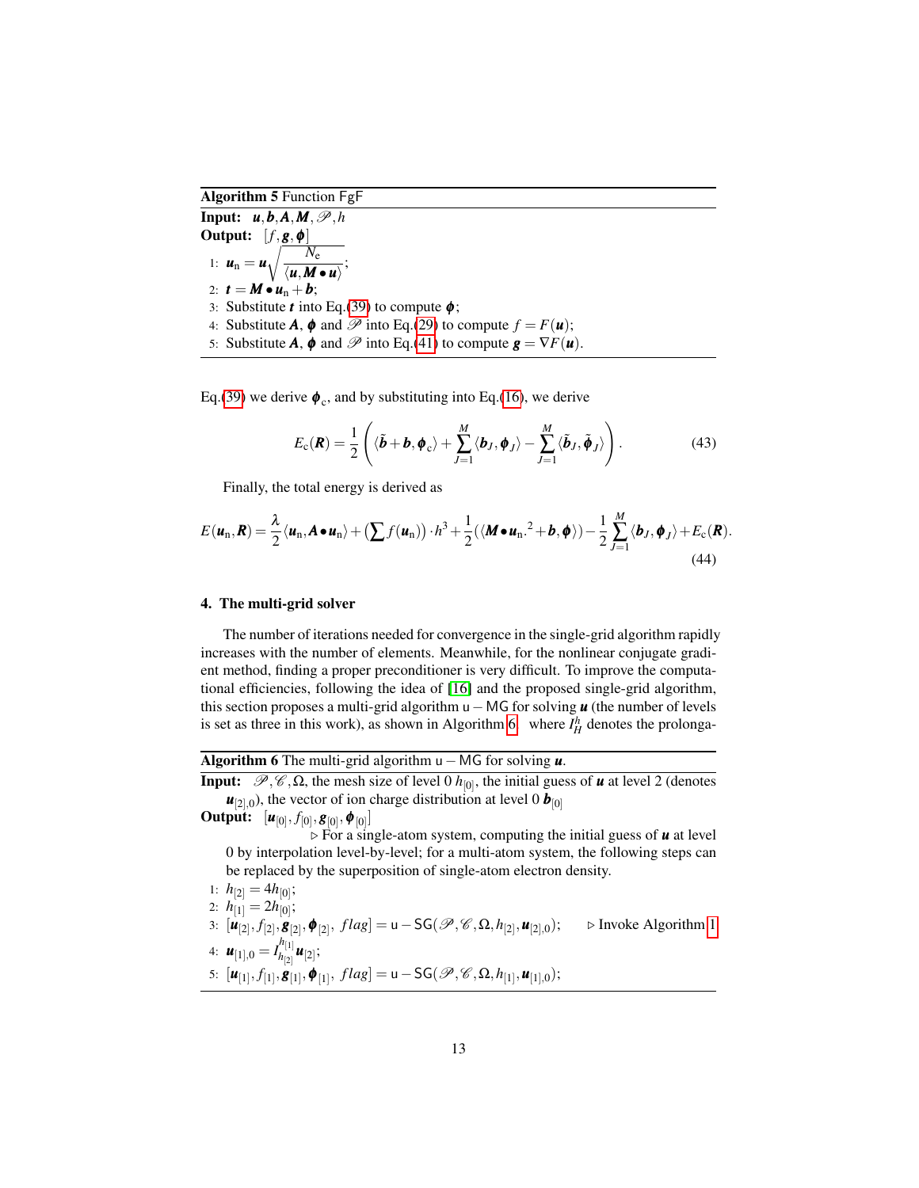**Algorithm 5** Function FgF

**Input:** $\boldsymbol{u}, \boldsymbol{b}, \boldsymbol{A}, \boldsymbol{M}, \mathscr{P}, h$

**Output:** $[f, \boldsymbol{g}, \boldsymbol{\phi}]$

1: $\boldsymbol{u}_\mathrm{n} = \boldsymbol{u}\sqrt{\dfrac{N_\mathrm{e}}{\langle \boldsymbol{u}, \boldsymbol{M} \bullet \boldsymbol{u}\rangle}}$;

2: $\boldsymbol{t} = \boldsymbol{M} \bullet \boldsymbol{u}_\mathrm{n} + \boldsymbol{b}$;

3: Substitute $\boldsymbol{t}$ into Eq.(39) to compute $\boldsymbol{\phi}$;

4: Substitute $\boldsymbol{A}$, $\boldsymbol{\phi}$ and $\mathscr{P}$ into Eq.(29) to compute $f = F(\boldsymbol{u})$;

5: Substitute $\boldsymbol{A}$, $\boldsymbol{\phi}$ and $\mathscr{P}$ into Eq.(41) to compute $\boldsymbol{g} = \nabla F(\boldsymbol{u})$.

Eq.(39) we derive $\boldsymbol{\phi}_\mathrm{c}$, and by substituting into Eq.(16), we derive

$$E_\mathrm{c}(\boldsymbol{R}) = \frac{1}{2}\left(\langle \tilde{\boldsymbol{b}} + \boldsymbol{b}, \boldsymbol{\phi}_\mathrm{c}\rangle + \sum_{J=1}^{M}\langle \boldsymbol{b}_J, \boldsymbol{\phi}_J\rangle - \sum_{J=1}^{M}\langle \tilde{\boldsymbol{b}}_J, \tilde{\boldsymbol{\phi}}_J\rangle\right). \tag{43}$$

Finally, the total energy is derived as

$$E(\boldsymbol{u}_\mathrm{n}, \boldsymbol{R}) = \frac{\lambda}{2}\langle \boldsymbol{u}_\mathrm{n}, \boldsymbol{A} \bullet \boldsymbol{u}_\mathrm{n}\rangle + \left(\sum f(\boldsymbol{u}_\mathrm{n})\right)\cdot h^3 + \frac{1}{2}(\langle \boldsymbol{M} \bullet \boldsymbol{u}_\mathrm{n}.^2 + \boldsymbol{b}, \boldsymbol{\phi}\rangle) - \frac{1}{2}\sum_{J=1}^{M}\langle \boldsymbol{b}_J, \boldsymbol{\phi}_J\rangle + E_\mathrm{c}(\boldsymbol{R}). \tag{44}$$

## 4. The multi-grid solver

The number of iterations needed for convergence in the single-grid algorithm rapidly increases with the number of elements. Meanwhile, for the nonlinear conjugate gradient method, finding a proper preconditioner is very difficult. To improve the computational efficiencies, following the idea of [16] and the proposed single-grid algorithm, this section proposes a multi-grid algorithm $\mathsf{u}-\mathsf{MG}$ for solving $\boldsymbol{u}$ (the number of levels is set as three in this work), as shown in Algorithm 6, where $I_H^h$ denotes the prolonga-

**Algorithm 6** The multi-grid algorithm $\mathsf{u}-\mathsf{MG}$ for solving $\boldsymbol{u}$.

**Input:** $\mathscr{P}, \mathscr{C}, \Omega$, the mesh size of level 0 $h_{[0]}$, the initial guess of $\boldsymbol{u}$ at level 2 (denotes $\boldsymbol{u}_{[2],0}$), the vector of ion charge distribution at level 0 $\boldsymbol{b}_{[0]}$

**Output:** $[\boldsymbol{u}_{[0]}, f_{[0]}, \boldsymbol{g}_{[0]}, \boldsymbol{\phi}_{[0]}]$

▷ For a single-atom system, computing the initial guess of $\boldsymbol{u}$ at level 0 by interpolation level-by-level; for a multi-atom system, the following steps can be replaced by the superposition of single-atom electron density.

1: $h_{[2]} = 4h_{[0]}$;

2: $h_{[1]} = 2h_{[0]}$;

3: $[\boldsymbol{u}_{[2]}, f_{[2]}, \boldsymbol{g}_{[2]}, \boldsymbol{\phi}_{[2]}, \ flag] = \mathsf{u}-\mathsf{SG}(\mathscr{P}, \mathscr{C}, \Omega, h_{[2]}, \boldsymbol{u}_{[2],0})$; ▷ Invoke Algorithm 1

4: $\boldsymbol{u}_{[1],0} = I_{h_{[2]}}^{h_{[1]}}\boldsymbol{u}_{[2]}$;

5: $[\boldsymbol{u}_{[1]}, f_{[1]}, \boldsymbol{g}_{[1]}, \boldsymbol{\phi}_{[1]}, \ flag] = \mathsf{u}-\mathsf{SG}(\mathscr{P}, \mathscr{C}, \Omega, h_{[1]}, \boldsymbol{u}_{[1],0})$;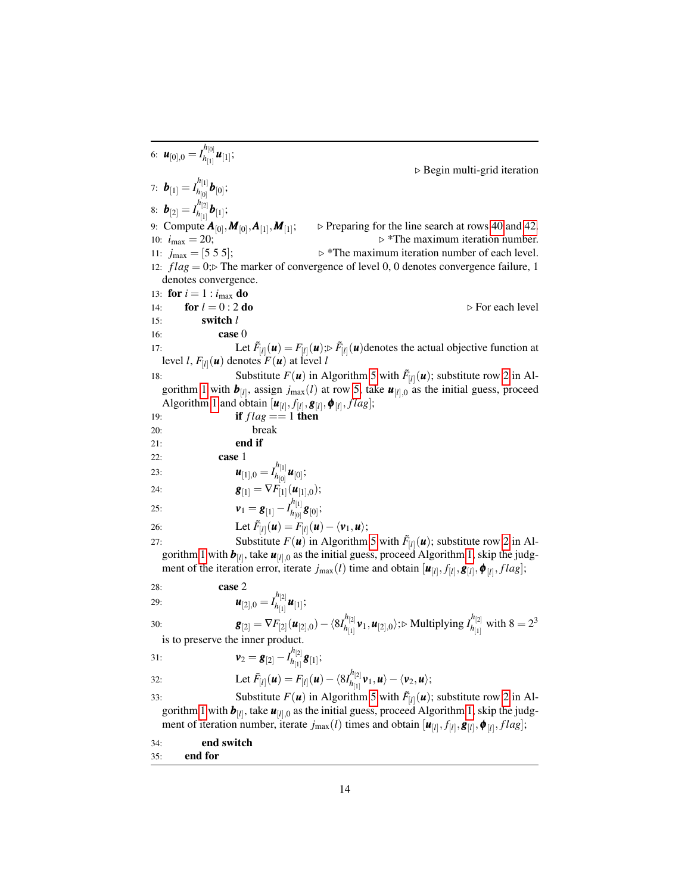6: $\boldsymbol{u}_{[0],0} = I_{h_{[1]}}^{h_{[0]}} \boldsymbol{u}_{[1]}$;

▷ Begin multi-grid iteration

7: $\boldsymbol{b}_{[1]} = I_{h_{[0]}}^{h_{[1]}} \boldsymbol{b}_{[0]}$;

8: $\boldsymbol{b}_{[2]} = I_{h_{[1]}}^{h_{[2]}} \boldsymbol{b}_{[1]}$;

9: Compute $\boldsymbol{A}_{[0]}, \boldsymbol{M}_{[0]}, \boldsymbol{A}_{[1]}, \boldsymbol{M}_{[1]}$; ▷ Preparing for the line search at rows 40 and 42.

10: $i_{\max} = 20$; ▷ *The maximum iteration number.

11: $j_{\max} = [5\ 5\ 5]$; ▷ *The maximum iteration number of each level.

12: $flag = 0$;▷ The marker of convergence of level 0, 0 denotes convergence failure, 1 denotes convergence.

13: **for** $i = 1 : i_{\max}$ **do**

14: **for** $l = 0 : 2$ **do** ▷ For each level

15: **switch** $l$

16: **case** 0

17: Let $\tilde{F}_{[l]}(\boldsymbol{u}) = F_{[l]}(\boldsymbol{u})$;▷ $\tilde{F}_{[l]}(\boldsymbol{u})$denotes the actual objective function at level $l$, $F_{[l]}(\boldsymbol{u})$ denotes $F(\boldsymbol{u})$ at level $l$

18: Substitute $F(\boldsymbol{u})$ in Algorithm 5 with $\tilde{F}_{[l]}(\boldsymbol{u})$; substitute row 2 in Algorithm 1 with $\boldsymbol{b}_{[l]}$, assign $j_{\max}(l)$ at row 5, take $\boldsymbol{u}_{[l],0}$ as the initial guess, proceed Algorithm 1 and obtain $[\boldsymbol{u}_{[l]}, f_{[l]}, \boldsymbol{g}_{[l]}, \boldsymbol{\phi}_{[l]}, flag]$;

19: **if** $flag == 1$ **then**

20: break

21: **end if**

22: **case** 1

23: $\boldsymbol{u}_{[1],0} = I_{h_{[0]}}^{h_{[1]}} \boldsymbol{u}_{[0]}$;

24: $\boldsymbol{g}_{[1]} = \nabla F_{[1]}(\boldsymbol{u}_{[1],0})$;

25: $\boldsymbol{v}_1 = \boldsymbol{g}_{[1]} - I_{h_{[0]}}^{h_{[1]}} \boldsymbol{g}_{[0]}$;

26: Let $\tilde{F}_{[l]}(\boldsymbol{u}) = F_{[l]}(\boldsymbol{u}) - \langle \boldsymbol{v}_1, \boldsymbol{u} \rangle$;

27: Substitute $F(\boldsymbol{u})$ in Algorithm 5 with $\tilde{F}_{[l]}(\boldsymbol{u})$; substitute row 2 in Algorithm 1 with $\boldsymbol{b}_{[l]}$, take $\boldsymbol{u}_{[l],0}$ as the initial guess, proceed Algorithm 1, skip the judgment of the iteration error, iterate $j_{\max}(l)$ time and obtain $[\boldsymbol{u}_{[l]}, f_{[l]}, \boldsymbol{g}_{[l]}, \boldsymbol{\phi}_{[l]}, flag]$;

28: **case** 2

29: $\boldsymbol{u}_{[2],0} = I_{h_{[1]}}^{h_{[2]}} \boldsymbol{u}_{[1]}$;

30: $\boldsymbol{g}_{[2]} = \nabla F_{[2]}(\boldsymbol{u}_{[2],0}) - \langle 8 I_{h_{[1]}}^{h_{[2]}} \boldsymbol{v}_1, \boldsymbol{u}_{[2],0} \rangle$;▷ Multiplying $I_{h_{[1]}}^{h_{[2]}}$ with $8 = 2^3$ is to preserve the inner product.

31: $\boldsymbol{v}_2 = \boldsymbol{g}_{[2]} - I_{h_{[1]}}^{h_{[2]}} \boldsymbol{g}_{[1]}$;

32: Let $\tilde{F}_{[l]}(\boldsymbol{u}) = F_{[l]}(\boldsymbol{u}) - \langle 8 I_{h_{[1]}}^{h_{[2]}} \boldsymbol{v}_1, \boldsymbol{u} \rangle - \langle \boldsymbol{v}_2, \boldsymbol{u} \rangle$;

33: Substitute $F(\boldsymbol{u})$ in Algorithm 5 with $\tilde{F}_{[l]}(\boldsymbol{u})$; substitute row 2 in Algorithm 1 with $\boldsymbol{b}_{[l]}$, take $\boldsymbol{u}_{[l],0}$ as the initial guess, proceed Algorithm 1, skip the judgment of iteration number, iterate $j_{\max}(l)$ times and obtain $[\boldsymbol{u}_{[l]}, f_{[l]}, \boldsymbol{g}_{[l]}, \boldsymbol{\phi}_{[l]}, flag]$;

34: **end switch**

35: **end for**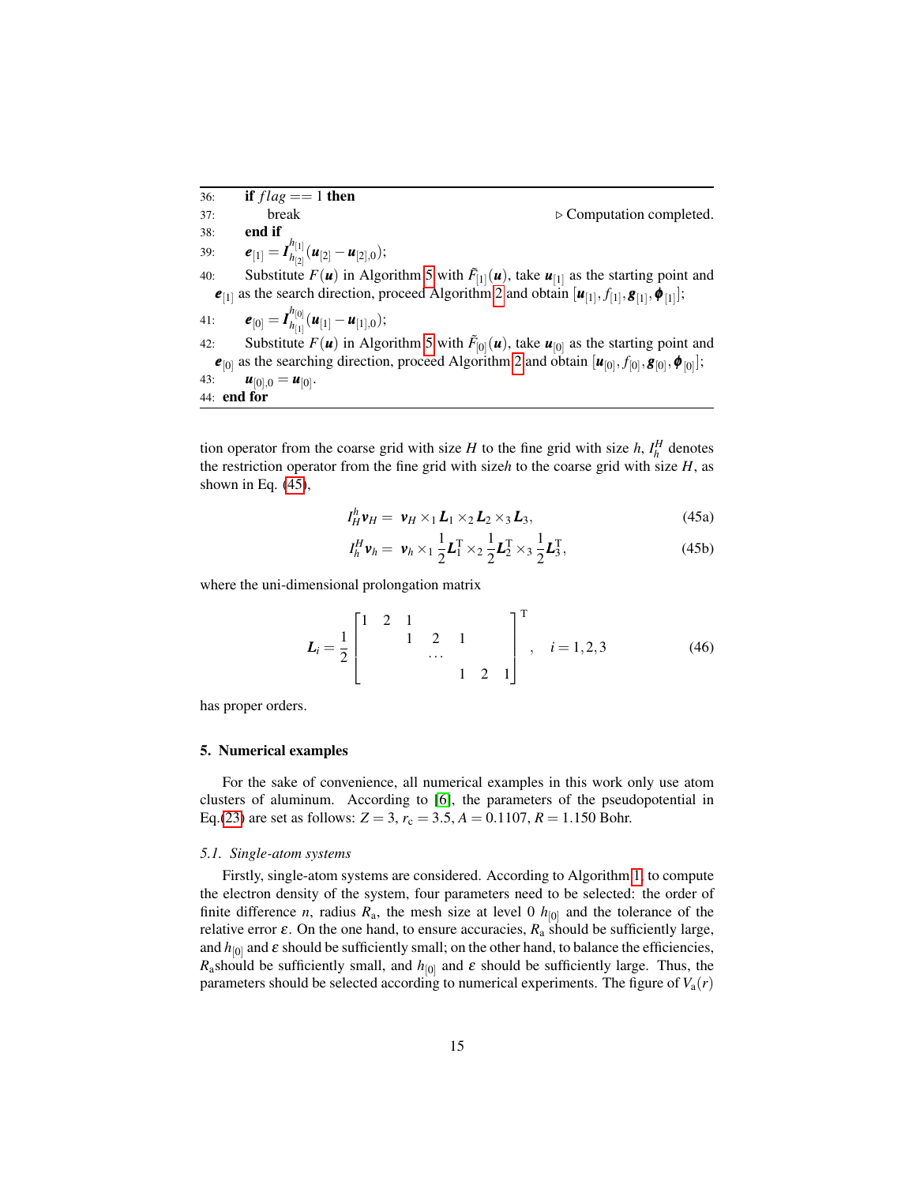36: **if** $flag == 1$ **then**

37: break ▷ Computation completed.

38: **end if**

39: $\boldsymbol{e}_{[1]} = \boldsymbol{I}_{h_{[2]}}^{h_{[1]}}(\boldsymbol{u}_{[2]} - \boldsymbol{u}_{[2],0})$;

40: Substitute $F(\boldsymbol{u})$ in Algorithm 5 with $\tilde{F}_{[1]}(\boldsymbol{u})$, take $\boldsymbol{u}_{[1]}$ as the starting point and $\boldsymbol{e}_{[1]}$ as the search direction, proceed Algorithm 2 and obtain $[\boldsymbol{u}_{[1]}, f_{[1]}, \boldsymbol{g}_{[1]}, \boldsymbol{\phi}_{[1]}]$;

41: $\boldsymbol{e}_{[0]} = \boldsymbol{I}_{h_{[1]}}^{h_{[0]}}(\boldsymbol{u}_{[1]} - \boldsymbol{u}_{[1],0})$;

42: Substitute $F(\boldsymbol{u})$ in Algorithm 5 with $\tilde{F}_{[0]}(\boldsymbol{u})$, take $\boldsymbol{u}_{[0]}$ as the starting point and $\boldsymbol{e}_{[0]}$ as the searching direction, proceed Algorithm 2 and obtain $[\boldsymbol{u}_{[0]}, f_{[0]}, \boldsymbol{g}_{[0]}, \boldsymbol{\phi}_{[0]}]$;

43: $\boldsymbol{u}_{[0],0} = \boldsymbol{u}_{[0]}$.

44: **end for**

tion operator from the coarse grid with size $H$ to the fine grid with size $h$, $I_h^H$ denotes the restriction operator from the fine grid with size$h$ to the coarse grid with size $H$, as shown in Eq. (45),

$$I_H^h \boldsymbol{v}_H = \boldsymbol{v}_H \times_1 \boldsymbol{L}_1 \times_2 \boldsymbol{L}_2 \times_3 \boldsymbol{L}_3, \tag{45a}$$

$$I_h^H \boldsymbol{v}_h = \boldsymbol{v}_h \times_1 \frac{1}{2}\boldsymbol{L}_1^{\mathrm{T}} \times_2 \frac{1}{2}\boldsymbol{L}_2^{\mathrm{T}} \times_3 \frac{1}{2}\boldsymbol{L}_3^{\mathrm{T}}, \tag{45b}$$

where the uni-dimensional prolongation matrix

$$\boldsymbol{L}_i = \frac{1}{2}\begin{bmatrix} 1 & 2 & 1 & & & & \\ & & 1 & 2 & 1 & & \\ & & & \cdots & & & \\ & & & & 1 & 2 & 1 \end{bmatrix}^{\mathrm{T}}, \quad i = 1,2,3 \tag{46}$$

has proper orders.

## 5. Numerical examples

For the sake of convenience, all numerical examples in this work only use atom clusters of aluminum. According to [6], the parameters of the pseudopotential in Eq.(23) are set as follows: $Z = 3$, $r_c = 3.5$, $A = 0.1107$, $R = 1.150$ Bohr.

### 5.1. Single-atom systems

Firstly, single-atom systems are considered. According to Algorithm 1, to compute the electron density of the system, four parameters need to be selected: the order of finite difference $n$, radius $R_a$, the mesh size at level 0 $h_{[0]}$ and the tolerance of the relative error $\varepsilon$. On the one hand, to ensure accuracies, $R_a$ should be sufficiently large, and $h_{[0]}$ and $\varepsilon$ should be sufficiently small; on the other hand, to balance the efficiencies, $R_a$should be sufficiently small, and $h_{[0]}$ and $\varepsilon$ should be sufficiently large. Thus, the parameters should be selected according to numerical experiments. The figure of $V_a(r)$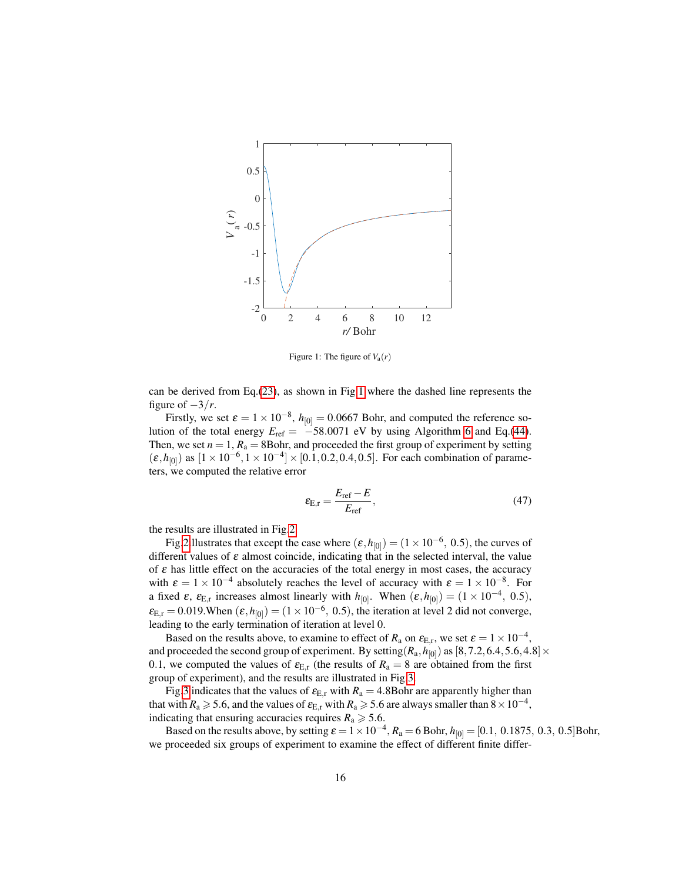Figure 1: The figure of $V_\mathrm{a}(r)$

can be derived from Eq.(23), as shown in Fig.1 where the dashed line represents the figure of $-3/r$.

Firstly, we set $\varepsilon = 1\times10^{-8}$, $h_{[0]} = 0.0667$ Bohr, and computed the reference solution of the total energy $E_\mathrm{ref} = -58.0071$ eV by using Algorithm 6 and Eq.(44). Then, we set $n = 1$, $R_\mathrm{a} = 8$Bohr, and proceeded the first group of experiment by setting $(\varepsilon, h_{[0]})$ as $[1\times10^{-6}, 1\times10^{-4}]\times[0.1, 0.2, 0.4, 0.5]$. For each combination of parameters, we computed the relative error

$$\varepsilon_{\mathrm{E,r}} = \frac{E_\mathrm{ref} - E}{E_\mathrm{ref}}, \tag{47}$$

the results are illustrated in Fig.2.

Fig.2 illustrates that except the case where $(\varepsilon, h_{[0]}) = (1\times10^{-6},\ 0.5)$, the curves of different values of $\varepsilon$ almost coincide, indicating that in the selected interval, the value of $\varepsilon$ has little effect on the accuracies of the total energy in most cases, the accuracy with $\varepsilon = 1\times10^{-4}$ absolutely reaches the level of accuracy with $\varepsilon = 1\times10^{-8}$. For a fixed $\varepsilon$, $\varepsilon_{\mathrm{E,r}}$ increases almost linearly with $h_{[0]}$. When $(\varepsilon, h_{[0]}) = (1\times10^{-4},\ 0.5)$, $\varepsilon_{\mathrm{E,r}} = 0.019$.When $(\varepsilon, h_{[0]}) = (1\times10^{-6},\ 0.5)$, the iteration at level 2 did not converge, leading to the early termination of iteration at level 0.

Based on the results above, to examine to effect of $R_\mathrm{a}$ on $\varepsilon_{\mathrm{E,r}}$, we set $\varepsilon = 1\times10^{-4}$, and proceeded the second group of experiment. By setting$(R_\mathrm{a}, h_{[0]})$ as $[8, 7.2, 6.4, 5.6, 4.8]\times0.1$, we computed the values of $\varepsilon_{\mathrm{E,r}}$ (the results of $R_\mathrm{a} = 8$ are obtained from the first group of experiment), and the results are illustrated in Fig.3.

Fig.3 indicates that the values of $\varepsilon_{\mathrm{E,r}}$ with $R_\mathrm{a} = 4.8$Bohr are apparently higher than that with $R_\mathrm{a} \geqslant 5.6$, and the values of $\varepsilon_{\mathrm{E,r}}$ with $R_\mathrm{a} \geqslant 5.6$ are always smaller than $8\times10^{-4}$, indicating that ensuring accuracies requires $R_\mathrm{a} \geqslant 5.6$.

Based on the results above, by setting $\varepsilon = 1\times10^{-4}$, $R_\mathrm{a} = 6$ Bohr, $h_{[0]} = [0.1,\ 0.1875,\ 0.3,\ 0.5]$Bohr, we proceeded six groups of experiment to examine the effect of different finite differ-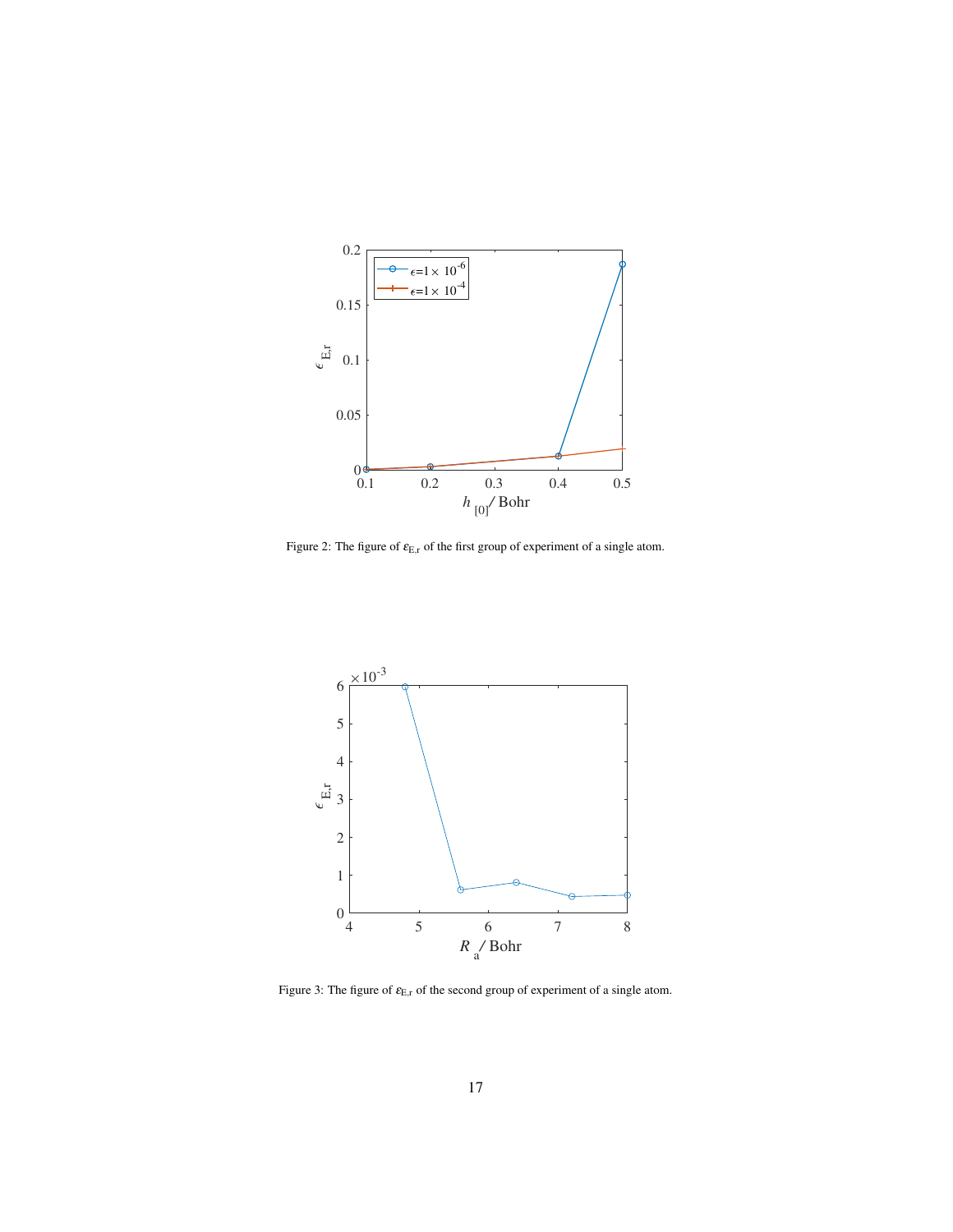Figure 2: The figure of $\varepsilon_{\mathrm{E,r}}$ of the first group of experiment of a single atom.

Figure 3: The figure of $\varepsilon_{\mathrm{E,r}}$ of the second group of experiment of a single atom.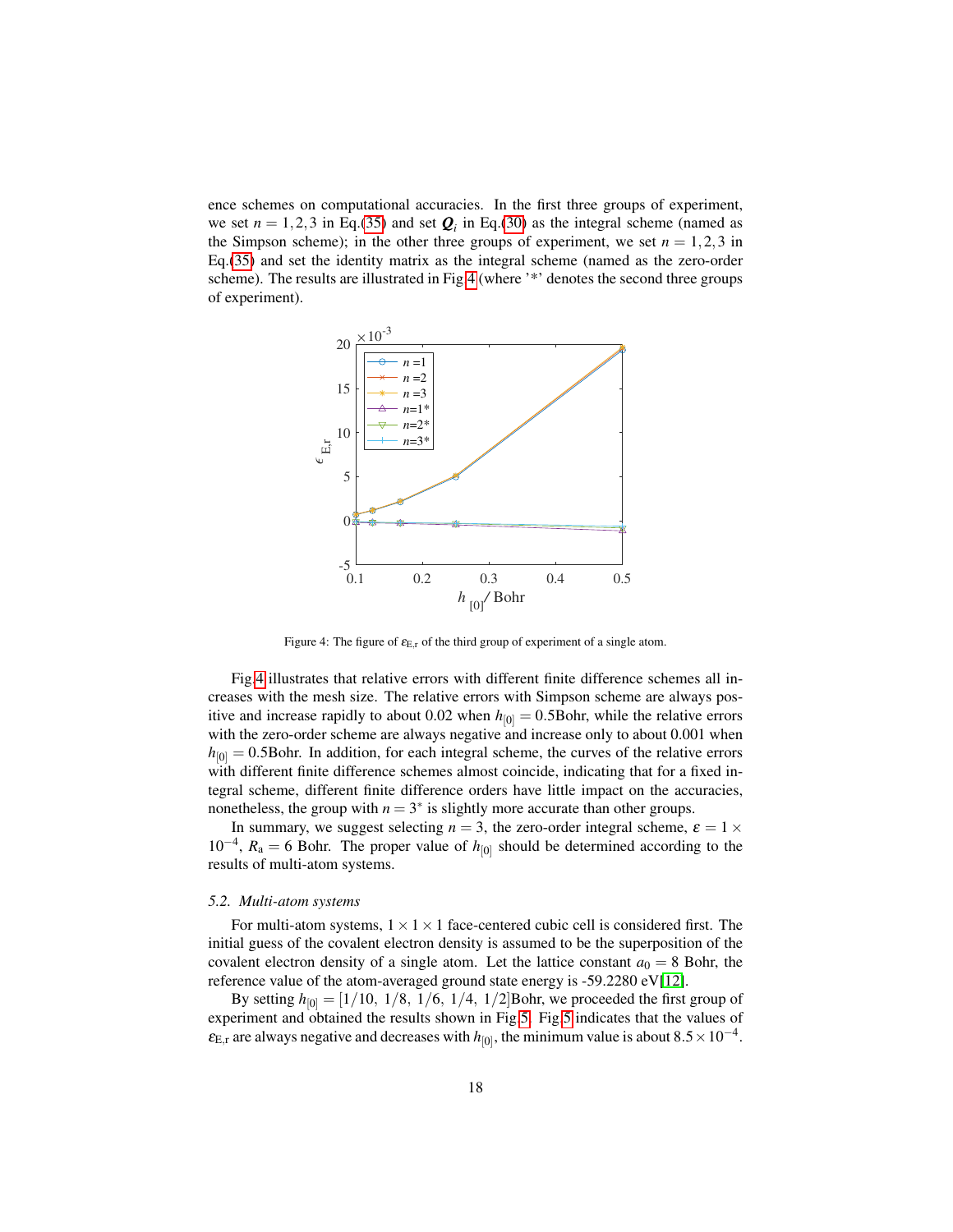ence schemes on computational accuracies. In the first three groups of experiment, we set $n = 1,2,3$ in Eq.(35) and set $\boldsymbol{Q}_i$ in Eq.(30) as the integral scheme (named as the Simpson scheme); in the other three groups of experiment, we set $n = 1,2,3$ in Eq.(35) and set the identity matrix as the integral scheme (named as the zero-order scheme). The results are illustrated in Fig 4 (where '*' denotes the second three groups of experiment).

Figure 4: The figure of $\varepsilon_{\mathrm{E,r}}$ of the third group of experiment of a single atom.

Fig 4 illustrates that relative errors with different finite difference schemes all increases with the mesh size. The relative errors with Simpson scheme are always positive and increase rapidly to about 0.02 when $h_{[0]} = 0.5$Bohr, while the relative errors with the zero-order scheme are always negative and increase only to about 0.001 when $h_{[0]} = 0.5$Bohr. In addition, for each integral scheme, the curves of the relative errors with different finite difference schemes almost coincide, indicating that for a fixed integral scheme, different finite difference orders have little impact on the accuracies, nonetheless, the group with $n = 3^*$ is slightly more accurate than other groups.

In summary, we suggest selecting $n = 3$, the zero-order integral scheme, $\varepsilon = 1 \times 10^{-4}$, $R_{\mathrm{a}} = 6$ Bohr. The proper value of $h_{[0]}$ should be determined according to the results of multi-atom systems.

### 5.2. Multi-atom systems

For multi-atom systems, $1 \times 1 \times 1$ face-centered cubic cell is considered first. The initial guess of the covalent electron density is assumed to be the superposition of the covalent electron density of a single atom. Let the lattice constant $a_0 = 8$ Bohr, the reference value of the atom-averaged ground state energy is -59.2280 eV[12].

By setting $h_{[0]} = [1/10,\ 1/8,\ 1/6,\ 1/4,\ 1/2]$Bohr, we proceeded the first group of experiment and obtained the results shown in Fig 5. Fig 5 indicates that the values of $\varepsilon_{\mathrm{E,r}}$ are always negative and decreases with $h_{[0]}$, the minimum value is about $8.5 \times 10^{-4}$.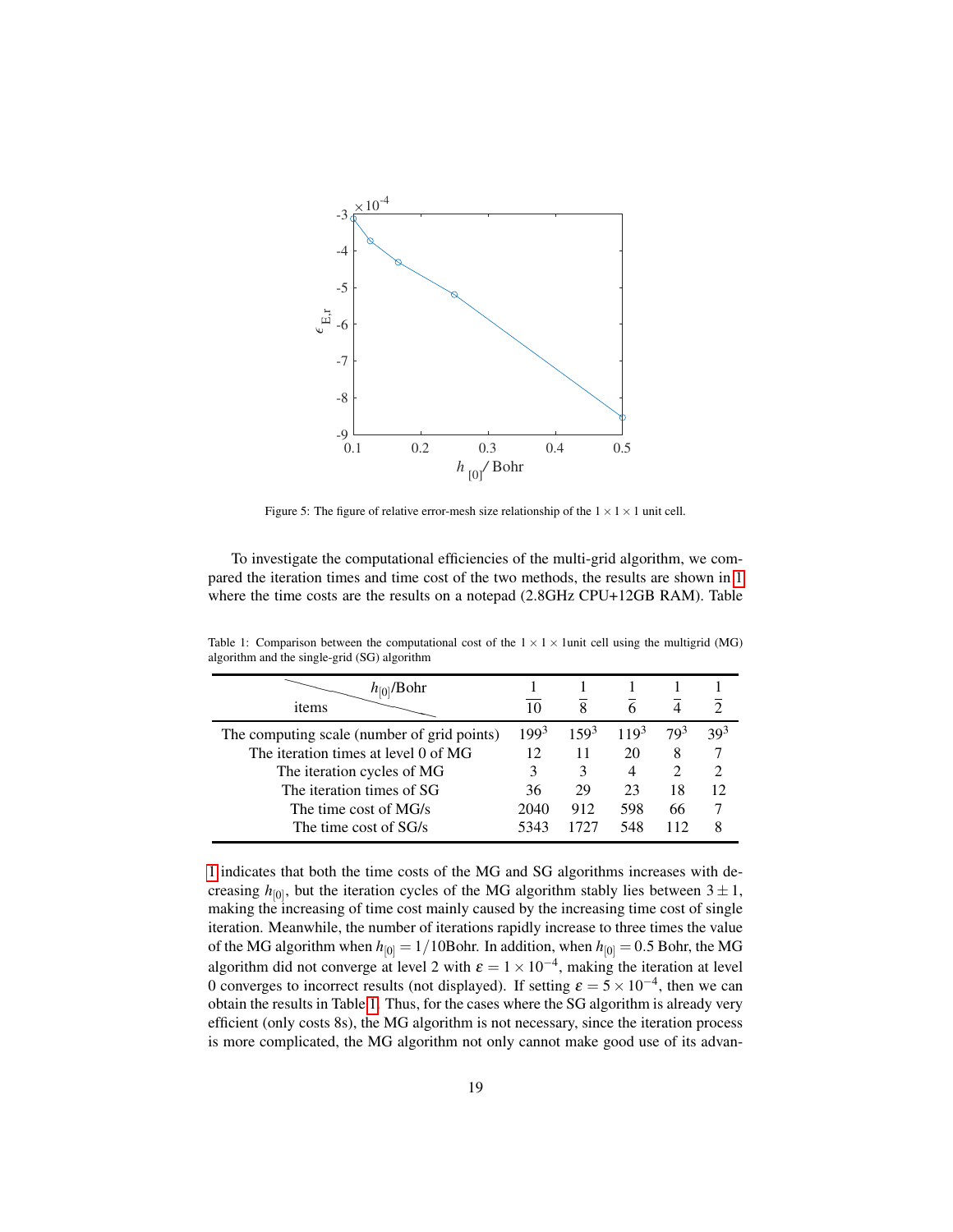Figure 5: The figure of relative error-mesh size relationship of the $1 \times 1 \times 1$ unit cell.

To investigate the computational efficiencies of the multi-grid algorithm, we compared the iteration times and time cost of the two methods, the results are shown in 1 where the time costs are the results on a notepad (2.8GHz CPU+12GB RAM). Table

Table 1: Comparison between the computational cost of the $1 \times 1 \times 1$unit cell using the multigrid (MG) algorithm and the single-grid (SG) algorithm

| items \ $h_{[0]}$/Bohr | $\frac{1}{10}$ | $\frac{1}{8}$ | $\frac{1}{6}$ | $\frac{1}{4}$ | $\frac{1}{2}$ |
|---|---|---|---|---|---|
| The computing scale (number of grid points) | $199^3$ | $159^3$ | $119^3$ | $79^3$ | $39^3$ |
| The iteration times at level 0 of MG | 12 | 11 | 20 | 8 | 7 |
| The iteration cycles of MG | 3 | 3 | 4 | 2 | 2 |
| The iteration times of SG | 36 | 29 | 23 | 18 | 12 |
| The time cost of MG/s | 2040 | 912 | 598 | 66 | 7 |
| The time cost of SG/s | 5343 | 1727 | 548 | 112 | 8 |

1 indicates that both the time costs of the MG and SG algorithms increases with decreasing $h_{[0]}$, but the iteration cycles of the MG algorithm stably lies between $3 \pm 1$, making the increasing of time cost mainly caused by the increasing time cost of single iteration. Meanwhile, the number of iterations rapidly increase to three times the value of the MG algorithm when $h_{[0]} = 1/10$Bohr. In addition, when $h_{[0]} = 0.5$ Bohr, the MG algorithm did not converge at level 2 with $\varepsilon = 1 \times 10^{-4}$, making the iteration at level 0 converges to incorrect results (not displayed). If setting $\varepsilon = 5 \times 10^{-4}$, then we can obtain the results in Table 1. Thus, for the cases where the SG algorithm is already very efficient (only costs 8s), the MG algorithm is not necessary, since the iteration process is more complicated, the MG algorithm not only cannot make good use of its advan-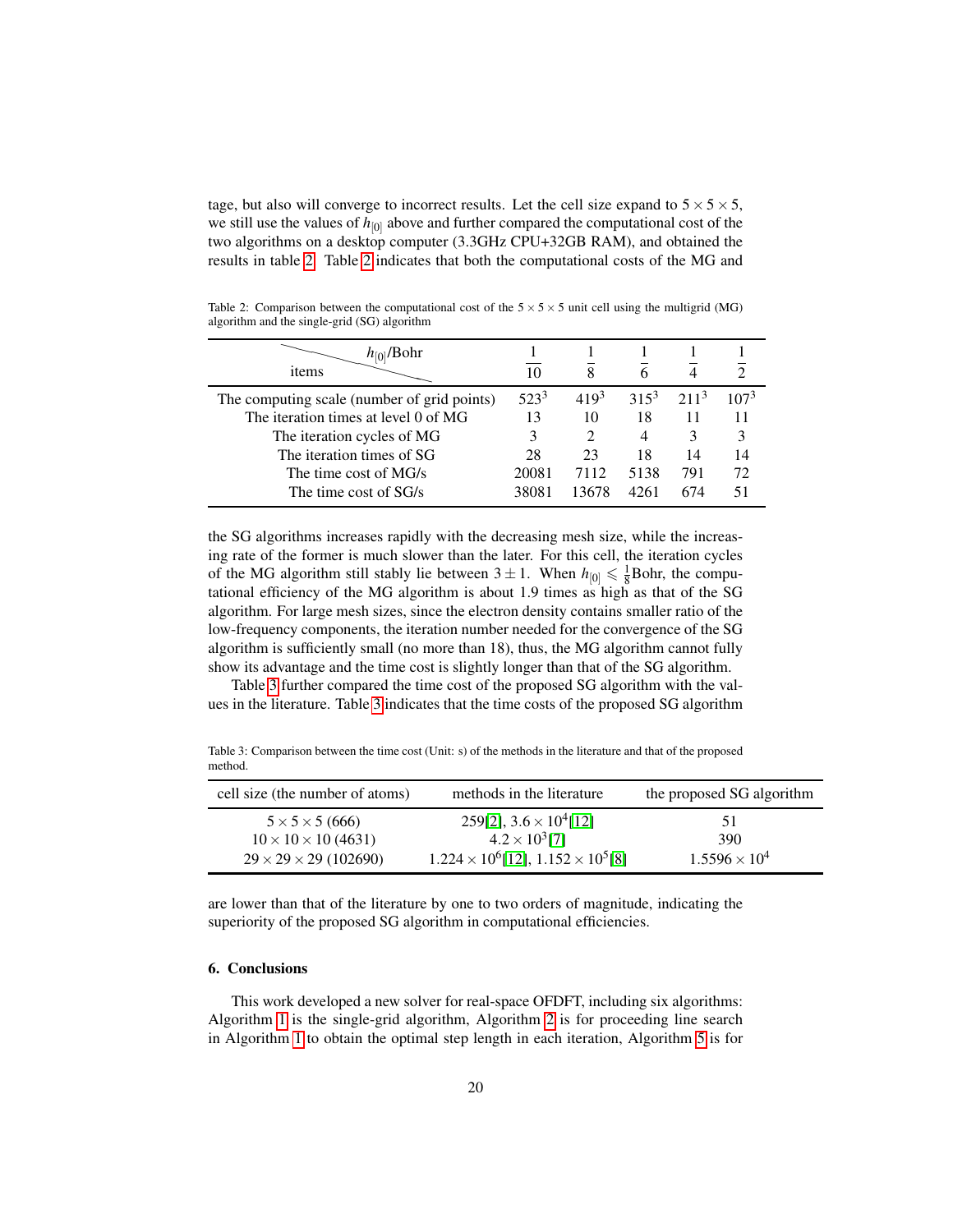tage, but also will converge to incorrect results. Let the cell size expand to $5 \times 5 \times 5$, we still use the values of $h_{[0]}$ above and further compared the computational cost of the two algorithms on a desktop computer (3.3GHz CPU+32GB RAM), and obtained the results in table 2. Table 2 indicates that both the computational costs of the MG and

Table 2: Comparison between the computational cost of the $5 \times 5 \times 5$ unit cell using the multigrid (MG) algorithm and the single-grid (SG) algorithm

| items \ $h_{[0]}$/Bohr | $\frac{1}{10}$ | $\frac{1}{8}$ | $\frac{1}{6}$ | $\frac{1}{4}$ | $\frac{1}{2}$ |
|---|---|---|---|---|---|
| The computing scale (number of grid points) | $523^3$ | $419^3$ | $315^3$ | $211^3$ | $107^3$ |
| The iteration times at level 0 of MG | 13 | 10 | 18 | 11 | 11 |
| The iteration cycles of MG | 3 | 2 | 4 | 3 | 3 |
| The iteration times of SG | 28 | 23 | 18 | 14 | 14 |
| The time cost of MG/s | 20081 | 7112 | 5138 | 791 | 72 |
| The time cost of SG/s | 38081 | 13678 | 4261 | 674 | 51 |

the SG algorithms increases rapidly with the decreasing mesh size, while the increasing rate of the former is much slower than the later. For this cell, the iteration cycles of the MG algorithm still stably lie between $3 \pm 1$. When $h_{[0]} \leqslant \frac{1}{8}$Bohr, the computational efficiency of the MG algorithm is about 1.9 times as high as that of the SG algorithm. For large mesh sizes, since the electron density contains smaller ratio of the low-frequency components, the iteration number needed for the convergence of the SG algorithm is sufficiently small (no more than 18), thus, the MG algorithm cannot fully show its advantage and the time cost is slightly longer than that of the SG algorithm.

Table 3 further compared the time cost of the proposed SG algorithm with the values in the literature. Table 3 indicates that the time costs of the proposed SG algorithm

Table 3: Comparison between the time cost (Unit: s) of the methods in the literature and that of the proposed method.

| cell size (the number of atoms) | methods in the literature | the proposed SG algorithm |
|---|---|---|
| $5 \times 5 \times 5$ (666) | 259[2], $3.6 \times 10^4$[12] | 51 |
| $10 \times 10 \times 10$ (4631) | $4.2 \times 10^3$[7] | 390 |
| $29 \times 29 \times 29$ (102690) | $1.224 \times 10^6$[12], $1.152 \times 10^5$[8] | $1.5596 \times 10^4$ |

are lower than that of the literature by one to two orders of magnitude, indicating the superiority of the proposed SG algorithm in computational efficiencies.

## 6. Conclusions

This work developed a new solver for real-space OFDFT, including six algorithms: Algorithm 1 is the single-grid algorithm, Algorithm 2 is for proceeding line search in Algorithm 1 to obtain the optimal step length in each iteration, Algorithm 5 is for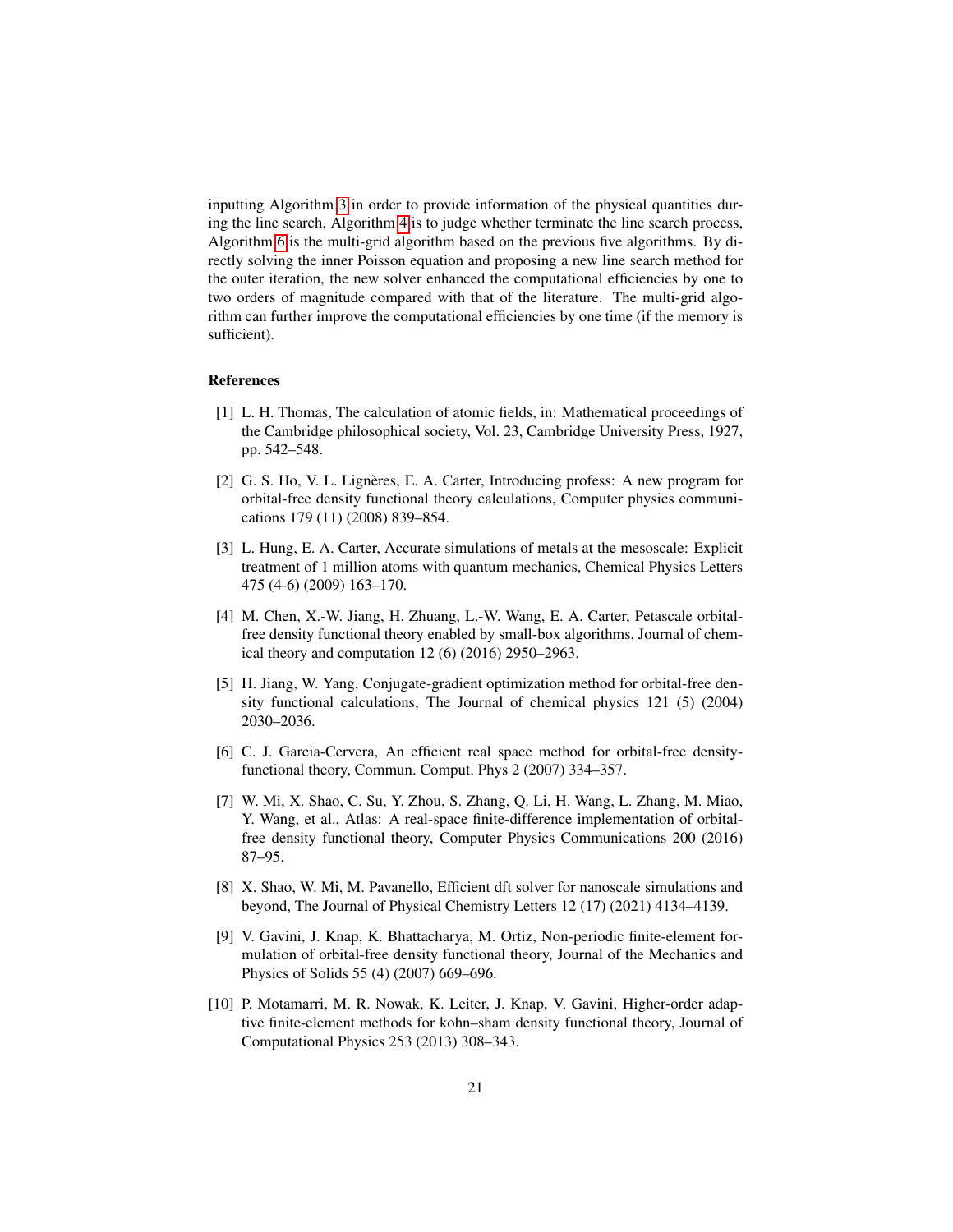inputting Algorithm 3 in order to provide information of the physical quantities during the line search, Algorithm 4 is to judge whether terminate the line search process, Algorithm 6 is the multi-grid algorithm based on the previous five algorithms. By directly solving the inner Poisson equation and proposing a new line search method for the outer iteration, the new solver enhanced the computational efficiencies by one to two orders of magnitude compared with that of the literature. The multi-grid algorithm can further improve the computational efficiencies by one time (if the memory is sufficient).

## References

[1] L. H. Thomas, The calculation of atomic fields, in: Mathematical proceedings of the Cambridge philosophical society, Vol. 23, Cambridge University Press, 1927, pp. 542–548.

[2] G. S. Ho, V. L. Lignères, E. A. Carter, Introducing profess: A new program for orbital-free density functional theory calculations, Computer physics communications 179 (11) (2008) 839–854.

[3] L. Hung, E. A. Carter, Accurate simulations of metals at the mesoscale: Explicit treatment of 1 million atoms with quantum mechanics, Chemical Physics Letters 475 (4-6) (2009) 163–170.

[4] M. Chen, X.-W. Jiang, H. Zhuang, L.-W. Wang, E. A. Carter, Petascale orbital-free density functional theory enabled by small-box algorithms, Journal of chemical theory and computation 12 (6) (2016) 2950–2963.

[5] H. Jiang, W. Yang, Conjugate-gradient optimization method for orbital-free density functional calculations, The Journal of chemical physics 121 (5) (2004) 2030–2036.

[6] C. J. Garcia-Cervera, An efficient real space method for orbital-free density-functional theory, Commun. Comput. Phys 2 (2007) 334–357.

[7] W. Mi, X. Shao, C. Su, Y. Zhou, S. Zhang, Q. Li, H. Wang, L. Zhang, M. Miao, Y. Wang, et al., Atlas: A real-space finite-difference implementation of orbital-free density functional theory, Computer Physics Communications 200 (2016) 87–95.

[8] X. Shao, W. Mi, M. Pavanello, Efficient dft solver for nanoscale simulations and beyond, The Journal of Physical Chemistry Letters 12 (17) (2021) 4134–4139.

[9] V. Gavini, J. Knap, K. Bhattacharya, M. Ortiz, Non-periodic finite-element formulation of orbital-free density functional theory, Journal of the Mechanics and Physics of Solids 55 (4) (2007) 669–696.

[10] P. Motamarri, M. R. Nowak, K. Leiter, J. Knap, V. Gavini, Higher-order adaptive finite-element methods for kohn–sham density functional theory, Journal of Computational Physics 253 (2013) 308–343.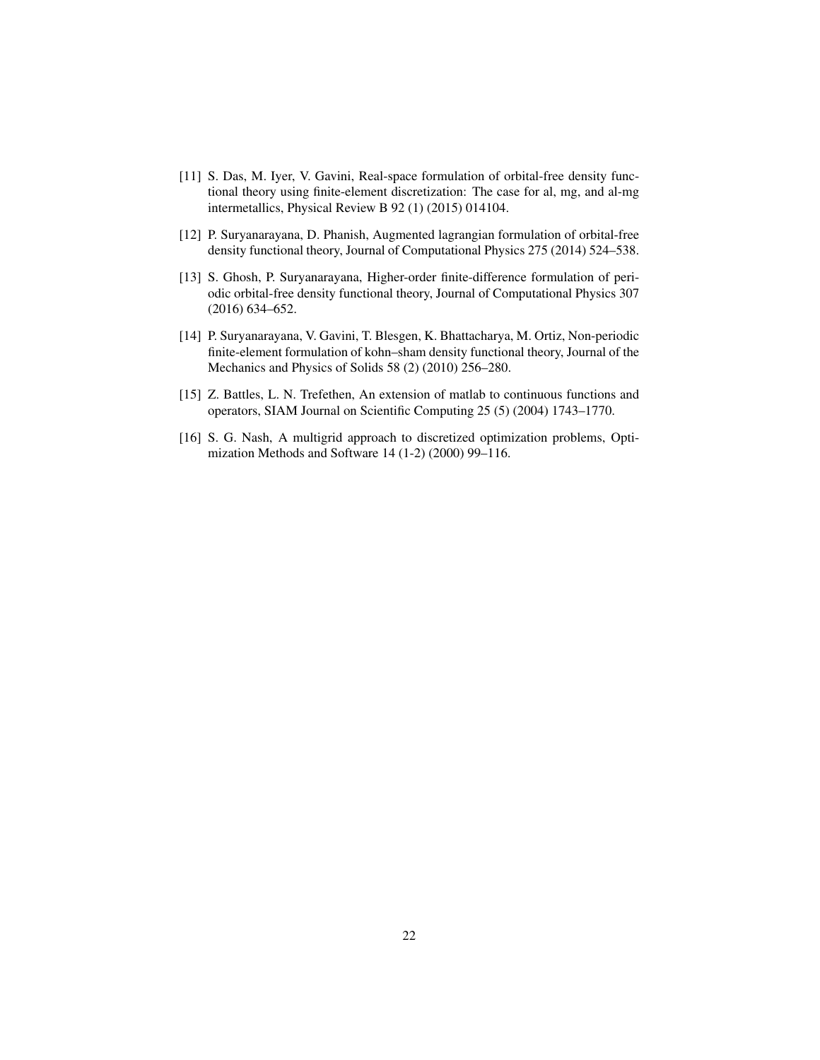[11] S. Das, M. Iyer, V. Gavini, Real-space formulation of orbital-free density functional theory using finite-element discretization: The case for al, mg, and al-mg intermetallics, Physical Review B 92 (1) (2015) 014104.

[12] P. Suryanarayana, D. Phanish, Augmented lagrangian formulation of orbital-free density functional theory, Journal of Computational Physics 275 (2014) 524–538.

[13] S. Ghosh, P. Suryanarayana, Higher-order finite-difference formulation of periodic orbital-free density functional theory, Journal of Computational Physics 307 (2016) 634–652.

[14] P. Suryanarayana, V. Gavini, T. Blesgen, K. Bhattacharya, M. Ortiz, Non-periodic finite-element formulation of kohn–sham density functional theory, Journal of the Mechanics and Physics of Solids 58 (2) (2010) 256–280.

[15] Z. Battles, L. N. Trefethen, An extension of matlab to continuous functions and operators, SIAM Journal on Scientific Computing 25 (5) (2004) 1743–1770.

[16] S. G. Nash, A multigrid approach to discretized optimization problems, Optimization Methods and Software 14 (1-2) (2000) 99–116.